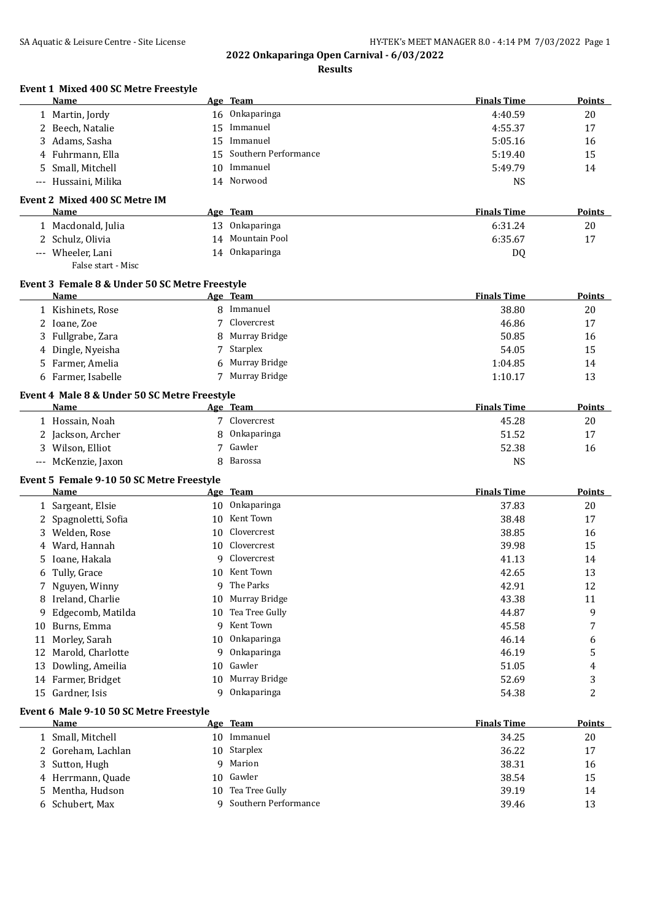# 2022 Onkaparinga Open Carnival - 6/03/2022

## Results

### Event 1 Mixed 400 SC Metre Freestyle

| | Name | Age | Team | Finals Time | Points |
|---|---|---|---|---|---|
| 1 | Martin, Jordy | 16 | Onkaparinga | 4:40.59 | 20 |
| 2 | Beech, Natalie | 15 | Immanuel | 4:55.37 | 17 |
| 3 | Adams, Sasha | 15 | Immanuel | 5:05.16 | 16 |
| 4 | Fuhrmann, Ella | 15 | Southern Performance | 5:19.40 | 15 |
| 5 | Small, Mitchell | 10 | Immanuel | 5:49.79 | 14 |
| --- | Hussaini, Milika | 14 | Norwood | NS | |

### Event 2 Mixed 400 SC Metre IM

| | Name | Age | Team | Finals Time | Points |
|---|---|---|---|---|---|
| 1 | Macdonald, Julia | 13 | Onkaparinga | 6:31.24 | 20 |
| 2 | Schulz, Olivia | 14 | Mountain Pool | 6:35.67 | 17 |
| --- | Wheeler, Lani | 14 | Onkaparinga | DQ | |
| | False start - Misc | | | | |

### Event 3 Female 8 & Under 50 SC Metre Freestyle

| | Name | Age | Team | Finals Time | Points |
|---|---|---|---|---|---|
| 1 | Kishinets, Rose | 8 | Immanuel | 38.80 | 20 |
| 2 | Ioane, Zoe | 7 | Clovercrest | 46.86 | 17 |
| 3 | Fullgrabe, Zara | 8 | Murray Bridge | 50.85 | 16 |
| 4 | Dingle, Nyeisha | 7 | Starplex | 54.05 | 15 |
| 5 | Farmer, Amelia | 6 | Murray Bridge | 1:04.85 | 14 |
| 6 | Farmer, Isabelle | 7 | Murray Bridge | 1:10.17 | 13 |

### Event 4 Male 8 & Under 50 SC Metre Freestyle

| | Name | Age | Team | Finals Time | Points |
|---|---|---|---|---|---|
| 1 | Hossain, Noah | 7 | Clovercrest | 45.28 | 20 |
| 2 | Jackson, Archer | 8 | Onkaparinga | 51.52 | 17 |
| 3 | Wilson, Elliot | 7 | Gawler | 52.38 | 16 |
| --- | McKenzie, Jaxon | 8 | Barossa | NS | |

### Event 5 Female 9-10 50 SC Metre Freestyle

| | Name | Age | Team | Finals Time | Points |
|---|---|---|---|---|---|
| 1 | Sargeant, Elsie | 10 | Onkaparinga | 37.83 | 20 |
| 2 | Spagnoletti, Sofia | 10 | Kent Town | 38.48 | 17 |
| 3 | Welden, Rose | 10 | Clovercrest | 38.85 | 16 |
| 4 | Ward, Hannah | 10 | Clovercrest | 39.98 | 15 |
| 5 | Ioane, Hakala | 9 | Clovercrest | 41.13 | 14 |
| 6 | Tully, Grace | 10 | Kent Town | 42.65 | 13 |
| 7 | Nguyen, Winny | 9 | The Parks | 42.91 | 12 |
| 8 | Ireland, Charlie | 10 | Murray Bridge | 43.38 | 11 |
| 9 | Edgecomb, Matilda | 10 | Tea Tree Gully | 44.87 | 9 |
| 10 | Burns, Emma | 9 | Kent Town | 45.58 | 7 |
| 11 | Morley, Sarah | 10 | Onkaparinga | 46.14 | 6 |
| 12 | Marold, Charlotte | 9 | Onkaparinga | 46.19 | 5 |
| 13 | Dowling, Ameilia | 10 | Gawler | 51.05 | 4 |
| 14 | Farmer, Bridget | 10 | Murray Bridge | 52.69 | 3 |
| 15 | Gardner, Isis | 9 | Onkaparinga | 54.38 | 2 |

### Event 6 Male 9-10 50 SC Metre Freestyle

| | Name | Age | Team | Finals Time | Points |
|---|---|---|---|---|---|
| 1 | Small, Mitchell | 10 | Immanuel | 34.25 | 20 |
| 2 | Goreham, Lachlan | 10 | Starplex | 36.22 | 17 |
| 3 | Sutton, Hugh | 9 | Marion | 38.31 | 16 |
| 4 | Herrmann, Quade | 10 | Gawler | 38.54 | 15 |
| 5 | Mentha, Hudson | 10 | Tea Tree Gully | 39.19 | 14 |
| 6 | Schubert, Max | 9 | Southern Performance | 39.46 | 13 |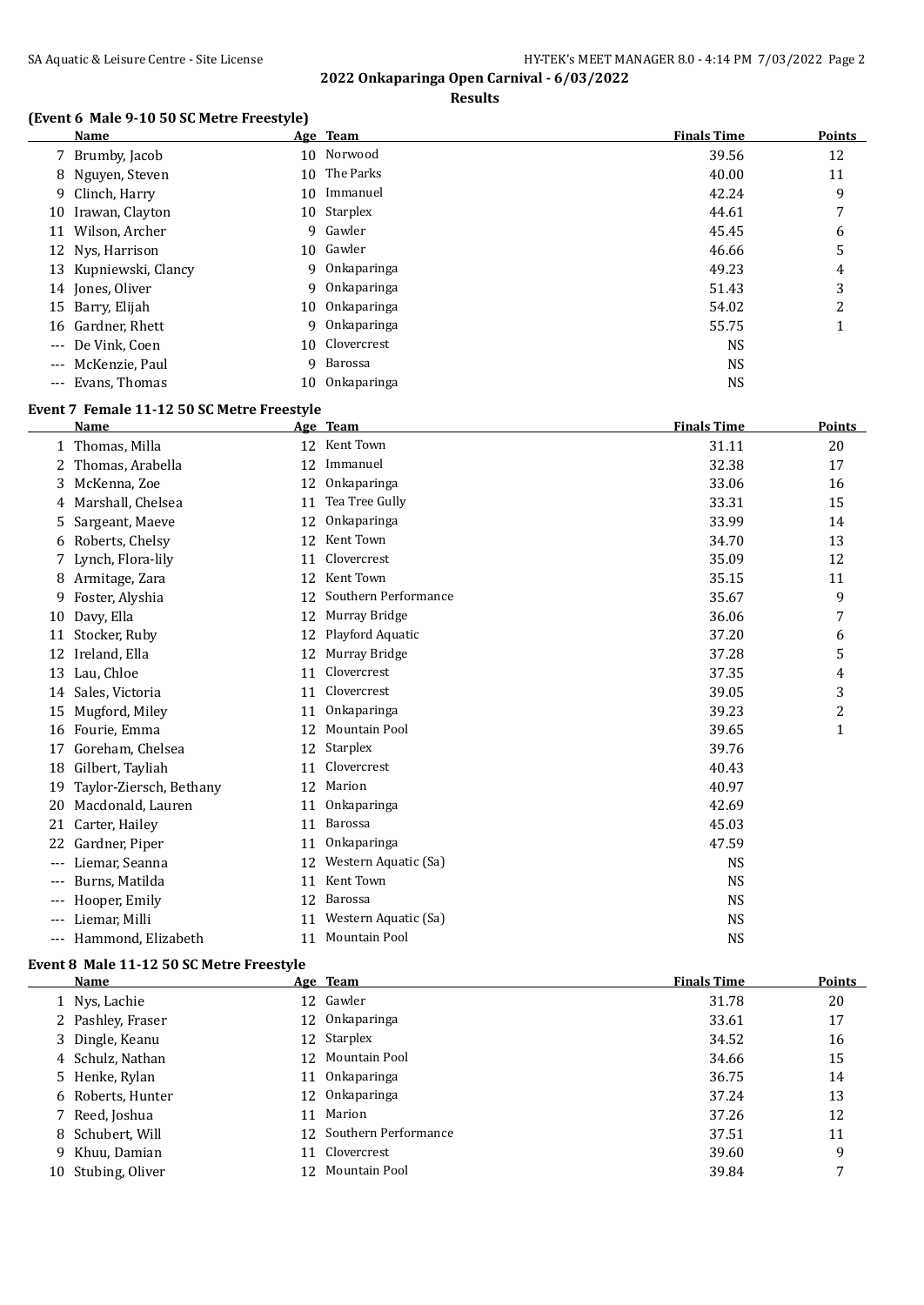**2022 Onkaparinga Open Carnival - 6/03/2022**

**Results**

### (Event 6 Male 9-10 50 SC Metre Freestyle)

| | Name | Age | Team | Finals Time | Points |
|---|---|---|---|---|---|
| 7 | Brumby, Jacob | 10 | Norwood | 39.56 | 12 |
| 8 | Nguyen, Steven | 10 | The Parks | 40.00 | 11 |
| 9 | Clinch, Harry | 10 | Immanuel | 42.24 | 9 |
| 10 | Irawan, Clayton | 10 | Starplex | 44.61 | 7 |
| 11 | Wilson, Archer | 9 | Gawler | 45.45 | 6 |
| 12 | Nys, Harrison | 10 | Gawler | 46.66 | 5 |
| 13 | Kupniewski, Clancy | 9 | Onkaparinga | 49.23 | 4 |
| 14 | Jones, Oliver | 9 | Onkaparinga | 51.43 | 3 |
| 15 | Barry, Elijah | 10 | Onkaparinga | 54.02 | 2 |
| 16 | Gardner, Rhett | 9 | Onkaparinga | 55.75 | 1 |
| --- | De Vink, Coen | 10 | Clovercrest | NS | |
| --- | McKenzie, Paul | 9 | Barossa | NS | |
| --- | Evans, Thomas | 10 | Onkaparinga | NS | |

### Event 7 Female 11-12 50 SC Metre Freestyle

| | Name | Age | Team | Finals Time | Points |
|---|---|---|---|---|---|
| 1 | Thomas, Milla | 12 | Kent Town | 31.11 | 20 |
| 2 | Thomas, Arabella | 12 | Immanuel | 32.38 | 17 |
| 3 | McKenna, Zoe | 12 | Onkaparinga | 33.06 | 16 |
| 4 | Marshall, Chelsea | 11 | Tea Tree Gully | 33.31 | 15 |
| 5 | Sargeant, Maeve | 12 | Onkaparinga | 33.99 | 14 |
| 6 | Roberts, Chelsy | 12 | Kent Town | 34.70 | 13 |
| 7 | Lynch, Flora-lily | 11 | Clovercrest | 35.09 | 12 |
| 8 | Armitage, Zara | 12 | Kent Town | 35.15 | 11 |
| 9 | Foster, Alyshia | 12 | Southern Performance | 35.67 | 9 |
| 10 | Davy, Ella | 12 | Murray Bridge | 36.06 | 7 |
| 11 | Stocker, Ruby | 12 | Playford Aquatic | 37.20 | 6 |
| 12 | Ireland, Ella | 12 | Murray Bridge | 37.28 | 5 |
| 13 | Lau, Chloe | 11 | Clovercrest | 37.35 | 4 |
| 14 | Sales, Victoria | 11 | Clovercrest | 39.05 | 3 |
| 15 | Mugford, Miley | 11 | Onkaparinga | 39.23 | 2 |
| 16 | Fourie, Emma | 12 | Mountain Pool | 39.65 | 1 |
| 17 | Goreham, Chelsea | 12 | Starplex | 39.76 | |
| 18 | Gilbert, Tayliah | 11 | Clovercrest | 40.43 | |
| 19 | Taylor-Ziersch, Bethany | 12 | Marion | 40.97 | |
| 20 | Macdonald, Lauren | 11 | Onkaparinga | 42.69 | |
| 21 | Carter, Hailey | 11 | Barossa | 45.03 | |
| 22 | Gardner, Piper | 11 | Onkaparinga | 47.59 | |
| --- | Liemar, Seanna | 12 | Western Aquatic (Sa) | NS | |
| --- | Burns, Matilda | 11 | Kent Town | NS | |
| --- | Hooper, Emily | 12 | Barossa | NS | |
| --- | Liemar, Milli | 11 | Western Aquatic (Sa) | NS | |
| --- | Hammond, Elizabeth | 11 | Mountain Pool | NS | |

### Event 8 Male 11-12 50 SC Metre Freestyle

| | Name | Age | Team | Finals Time | Points |
|---|---|---|---|---|---|
| 1 | Nys, Lachie | 12 | Gawler | 31.78 | 20 |
| 2 | Pashley, Fraser | 12 | Onkaparinga | 33.61 | 17 |
| 3 | Dingle, Keanu | 12 | Starplex | 34.52 | 16 |
| 4 | Schulz, Nathan | 12 | Mountain Pool | 34.66 | 15 |
| 5 | Henke, Rylan | 11 | Onkaparinga | 36.75 | 14 |
| 6 | Roberts, Hunter | 12 | Onkaparinga | 37.24 | 13 |
| 7 | Reed, Joshua | 11 | Marion | 37.26 | 12 |
| 8 | Schubert, Will | 12 | Southern Performance | 37.51 | 11 |
| 9 | Khuu, Damian | 11 | Clovercrest | 39.60 | 9 |
| 10 | Stubing, Oliver | 12 | Mountain Pool | 39.84 | 7 |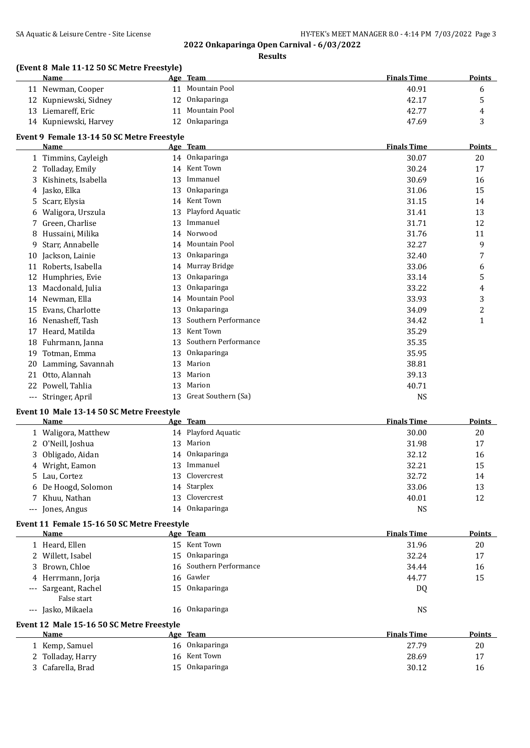## 2022 Onkaparinga Open Carnival - 6/03/2022

### Results

#### (Event 8 Male 11-12 50 SC Metre Freestyle)

| | Name | Age | Team | Finals Time | Points |
|---|---|---|---|---|---|
| 11 | Newman, Cooper | 11 | Mountain Pool | 40.91 | 6 |
| 12 | Kupniewski, Sidney | 12 | Onkaparinga | 42.17 | 5 |
| 13 | Liemareff, Eric | 11 | Mountain Pool | 42.77 | 4 |
| 14 | Kupniewski, Harvey | 12 | Onkaparinga | 47.69 | 3 |

#### Event 9 Female 13-14 50 SC Metre Freestyle

| | Name | Age | Team | Finals Time | Points |
|---|---|---|---|---|---|
| 1 | Timmins, Cayleigh | 14 | Onkaparinga | 30.07 | 20 |
| 2 | Tolladay, Emily | 14 | Kent Town | 30.24 | 17 |
| 3 | Kishinets, Isabella | 13 | Immanuel | 30.69 | 16 |
| 4 | Jasko, Elka | 13 | Onkaparinga | 31.06 | 15 |
| 5 | Scarr, Elysia | 14 | Kent Town | 31.15 | 14 |
| 6 | Waligora, Urszula | 13 | Playford Aquatic | 31.41 | 13 |
| 7 | Green, Charlise | 13 | Immanuel | 31.71 | 12 |
| 8 | Hussaini, Milika | 14 | Norwood | 31.76 | 11 |
| 9 | Starr, Annabelle | 14 | Mountain Pool | 32.27 | 9 |
| 10 | Jackson, Lainie | 13 | Onkaparinga | 32.40 | 7 |
| 11 | Roberts, Isabella | 14 | Murray Bridge | 33.06 | 6 |
| 12 | Humphries, Evie | 13 | Onkaparinga | 33.14 | 5 |
| 13 | Macdonald, Julia | 13 | Onkaparinga | 33.22 | 4 |
| 14 | Newman, Ella | 14 | Mountain Pool | 33.93 | 3 |
| 15 | Evans, Charlotte | 13 | Onkaparinga | 34.09 | 2 |
| 16 | Nenasheff, Tash | 13 | Southern Performance | 34.42 | 1 |
| 17 | Heard, Matilda | 13 | Kent Town | 35.29 | |
| 18 | Fuhrmann, Janna | 13 | Southern Performance | 35.35 | |
| 19 | Totman, Emma | 13 | Onkaparinga | 35.95 | |
| 20 | Lamming, Savannah | 13 | Marion | 38.81 | |
| 21 | Otto, Alannah | 13 | Marion | 39.13 | |
| 22 | Powell, Tahlia | 13 | Marion | 40.71 | |
| --- | Stringer, April | 13 | Great Southern (Sa) | NS | |

#### Event 10 Male 13-14 50 SC Metre Freestyle

| | Name | Age | Team | Finals Time | Points |
|---|---|---|---|---|---|
| 1 | Waligora, Matthew | 14 | Playford Aquatic | 30.00 | 20 |
| 2 | O'Neill, Joshua | 13 | Marion | 31.98 | 17 |
| 3 | Obligado, Aidan | 14 | Onkaparinga | 32.12 | 16 |
| 4 | Wright, Eamon | 13 | Immanuel | 32.21 | 15 |
| 5 | Lau, Cortez | 13 | Clovercrest | 32.72 | 14 |
| 6 | De Hoogd, Solomon | 14 | Starplex | 33.06 | 13 |
| 7 | Khuu, Nathan | 13 | Clovercrest | 40.01 | 12 |
| --- | Jones, Angus | 14 | Onkaparinga | NS | |

#### Event 11 Female 15-16 50 SC Metre Freestyle

| | Name | Age | Team | Finals Time | Points |
|---|---|---|---|---|---|
| 1 | Heard, Ellen | 15 | Kent Town | 31.96 | 20 |
| 2 | Willett, Isabel | 15 | Onkaparinga | 32.24 | 17 |
| 3 | Brown, Chloe | 16 | Southern Performance | 34.44 | 16 |
| 4 | Herrmann, Jorja | 16 | Gawler | 44.77 | 15 |
| --- | Sargeant, Rachel (False start) | 15 | Onkaparinga | DQ | |
| --- | Jasko, Mikaela | 16 | Onkaparinga | NS | |

#### Event 12 Male 15-16 50 SC Metre Freestyle

| | Name | Age | Team | Finals Time | Points |
|---|---|---|---|---|---|
| 1 | Kemp, Samuel | 16 | Onkaparinga | 27.79 | 20 |
| 2 | Tolladay, Harry | 16 | Kent Town | 28.69 | 17 |
| 3 | Cafarella, Brad | 15 | Onkaparinga | 30.12 | 16 |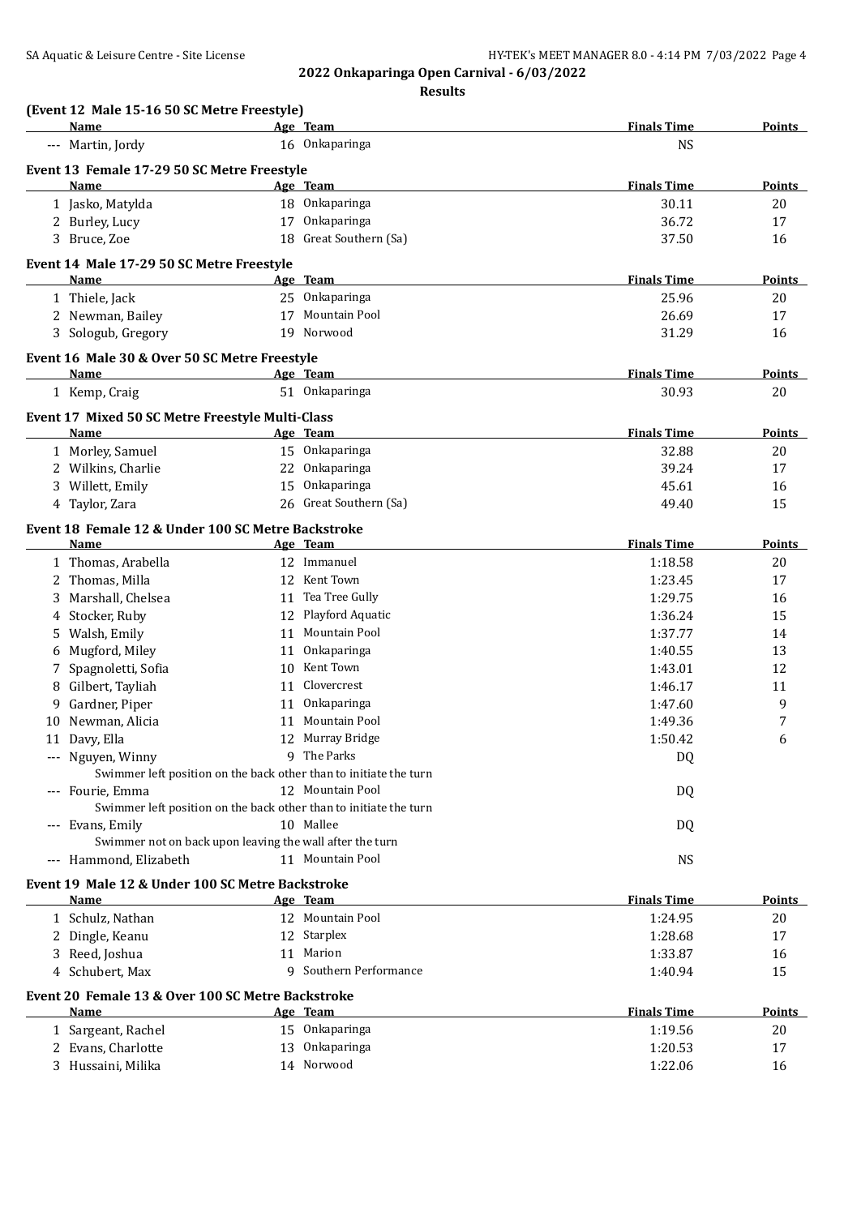## 2022 Onkaparinga Open Carnival - 6/03/2022

### Results

**(Event 12 Male 15-16 50 SC Metre Freestyle)**

| Name | Age | Team | Finals Time | Points |
|---|---|---|---|---|
| --- Martin, Jordy | 16 | Onkaparinga | NS | |

**Event 13 Female 17-29 50 SC Metre Freestyle**

| Name | Age | Team | Finals Time | Points |
|---|---|---|---|---|
| 1 Jasko, Matylda | 18 | Onkaparinga | 30.11 | 20 |
| 2 Burley, Lucy | 17 | Onkaparinga | 36.72 | 17 |
| 3 Bruce, Zoe | 18 | Great Southern (Sa) | 37.50 | 16 |

**Event 14 Male 17-29 50 SC Metre Freestyle**

| Name | Age | Team | Finals Time | Points |
|---|---|---|---|---|
| 1 Thiele, Jack | 25 | Onkaparinga | 25.96 | 20 |
| 2 Newman, Bailey | 17 | Mountain Pool | 26.69 | 17 |
| 3 Sologub, Gregory | 19 | Norwood | 31.29 | 16 |

**Event 16 Male 30 & Over 50 SC Metre Freestyle**

| Name | Age | Team | Finals Time | Points |
|---|---|---|---|---|
| 1 Kemp, Craig | 51 | Onkaparinga | 30.93 | 20 |

**Event 17 Mixed 50 SC Metre Freestyle Multi-Class**

| Name | Age | Team | Finals Time | Points |
|---|---|---|---|---|
| 1 Morley, Samuel | 15 | Onkaparinga | 32.88 | 20 |
| 2 Wilkins, Charlie | 22 | Onkaparinga | 39.24 | 17 |
| 3 Willett, Emily | 15 | Onkaparinga | 45.61 | 16 |
| 4 Taylor, Zara | 26 | Great Southern (Sa) | 49.40 | 15 |

**Event 18 Female 12 & Under 100 SC Metre Backstroke**

| Name | Age | Team | Finals Time | Points |
|---|---|---|---|---|
| 1 Thomas, Arabella | 12 | Immanuel | 1:18.58 | 20 |
| 2 Thomas, Milla | 12 | Kent Town | 1:23.45 | 17 |
| 3 Marshall, Chelsea | 11 | Tea Tree Gully | 1:29.75 | 16 |
| 4 Stocker, Ruby | 12 | Playford Aquatic | 1:36.24 | 15 |
| 5 Walsh, Emily | 11 | Mountain Pool | 1:37.77 | 14 |
| 6 Mugford, Miley | 11 | Onkaparinga | 1:40.55 | 13 |
| 7 Spagnoletti, Sofia | 10 | Kent Town | 1:43.01 | 12 |
| 8 Gilbert, Tayliah | 11 | Clovercrest | 1:46.17 | 11 |
| 9 Gardner, Piper | 11 | Onkaparinga | 1:47.60 | 9 |
| 10 Newman, Alicia | 11 | Mountain Pool | 1:49.36 | 7 |
| 11 Davy, Ella | 12 | Murray Bridge | 1:50.42 | 6 |
| --- Nguyen, Winny | 9 | The Parks | DQ | |
| Swimmer left position on the back other than to initiate the turn | | | | |
| --- Fourie, Emma | 12 | Mountain Pool | DQ | |
| Swimmer left position on the back other than to initiate the turn | | | | |
| --- Evans, Emily | 10 | Mallee | DQ | |
| Swimmer not on back upon leaving the wall after the turn | | | | |
| --- Hammond, Elizabeth | 11 | Mountain Pool | NS | |

**Event 19 Male 12 & Under 100 SC Metre Backstroke**

| Name | Age | Team | Finals Time | Points |
|---|---|---|---|---|
| 1 Schulz, Nathan | 12 | Mountain Pool | 1:24.95 | 20 |
| 2 Dingle, Keanu | 12 | Starplex | 1:28.68 | 17 |
| 3 Reed, Joshua | 11 | Marion | 1:33.87 | 16 |
| 4 Schubert, Max | 9 | Southern Performance | 1:40.94 | 15 |

**Event 20 Female 13 & Over 100 SC Metre Backstroke**

| Name | Age | Team | Finals Time | Points |
|---|---|---|---|---|
| 1 Sargeant, Rachel | 15 | Onkaparinga | 1:19.56 | 20 |
| 2 Evans, Charlotte | 13 | Onkaparinga | 1:20.53 | 17 |
| 3 Hussaini, Milika | 14 | Norwood | 1:22.06 | 16 |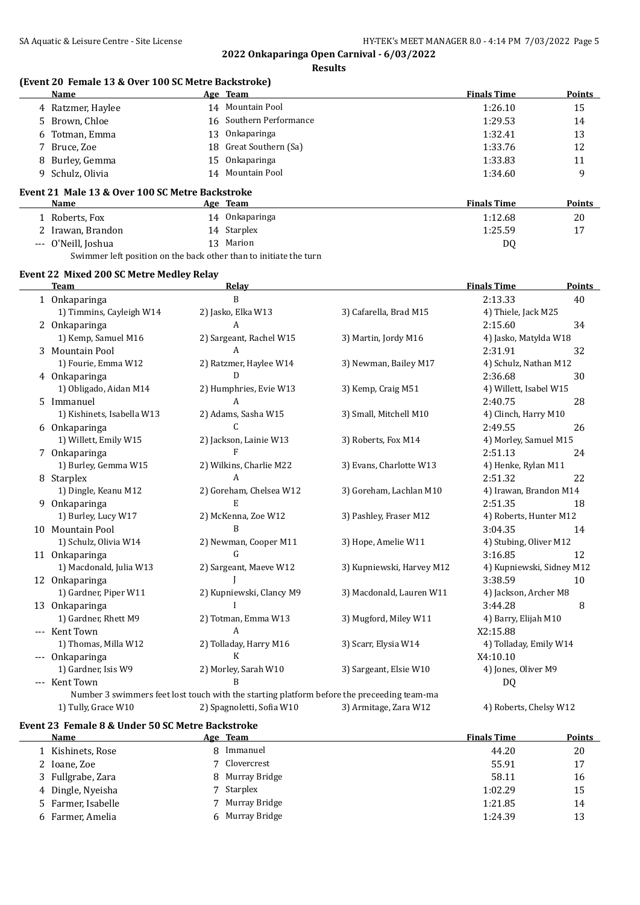**2022 Onkaparinga Open Carnival - 6/03/2022**

**Results**

### (Event 20 Female 13 & Over 100 SC Metre Backstroke)

| | Name | Age | Team | Finals Time | Points |
|---|---|---|---|---|---|
| 4 | Ratzmer, Haylee | 14 | Mountain Pool | 1:26.10 | 15 |
| 5 | Brown, Chloe | 16 | Southern Performance | 1:29.53 | 14 |
| 6 | Totman, Emma | 13 | Onkaparinga | 1:32.41 | 13 |
| 7 | Bruce, Zoe | 18 | Great Southern (Sa) | 1:33.76 | 12 |
| 8 | Burley, Gemma | 15 | Onkaparinga | 1:33.83 | 11 |
| 9 | Schulz, Olivia | 14 | Mountain Pool | 1:34.60 | 9 |

### Event 21 Male 13 & Over 100 SC Metre Backstroke

| | Name | Age | Team | Finals Time | Points |
|---|---|---|---|---|---|
| 1 | Roberts, Fox | 14 | Onkaparinga | 1:12.68 | 20 |
| 2 | Irawan, Brandon | 14 | Starplex | 1:25.59 | 17 |
| --- | O'Neill, Joshua | 13 | Marion | DQ | |

Swimmer left position on the back other than to initiate the turn

### Event 22 Mixed 200 SC Metre Medley Relay

| | Team | Relay | | Finals Time | Points |
|---|---|---|---|---|---|
| 1 | Onkaparinga | B | | 2:13.33 | 40 |
| | 1) Timmins, Cayleigh W14 | 2) Jasko, Elka W13 | 3) Cafarella, Brad M15 | 4) Thiele, Jack M25 | |
| 2 | Onkaparinga | A | | 2:15.60 | 34 |
| | 1) Kemp, Samuel M16 | 2) Sargeant, Rachel W15 | 3) Martin, Jordy M16 | 4) Jasko, Matylda W18 | |
| 3 | Mountain Pool | A | | 2:31.91 | 32 |
| | 1) Fourie, Emma W12 | 2) Ratzmer, Haylee W14 | 3) Newman, Bailey M17 | 4) Schulz, Nathan M12 | |
| 4 | Onkaparinga | D | | 2:36.68 | 30 |
| | 1) Obligado, Aidan M14 | 2) Humphries, Evie W13 | 3) Kemp, Craig M51 | 4) Willett, Isabel W15 | |
| 5 | Immanuel | A | | 2:40.75 | 28 |
| | 1) Kishinets, Isabella W13 | 2) Adams, Sasha W15 | 3) Small, Mitchell M10 | 4) Clinch, Harry M10 | |
| 6 | Onkaparinga | C | | 2:49.55 | 26 |
| | 1) Willett, Emily W15 | 2) Jackson, Lainie W13 | 3) Roberts, Fox M14 | 4) Morley, Samuel M15 | |
| 7 | Onkaparinga | F | | 2:51.13 | 24 |
| | 1) Burley, Gemma W15 | 2) Wilkins, Charlie M22 | 3) Evans, Charlotte W13 | 4) Henke, Rylan M11 | |
| 8 | Starplex | A | | 2:51.32 | 22 |
| | 1) Dingle, Keanu M12 | 2) Goreham, Chelsea W12 | 3) Goreham, Lachlan M10 | 4) Irawan, Brandon M14 | |
| 9 | Onkaparinga | E | | 2:51.35 | 18 |
| | 1) Burley, Lucy W17 | 2) McKenna, Zoe W12 | 3) Pashley, Fraser M12 | 4) Roberts, Hunter M12 | |
| 10 | Mountain Pool | B | | 3:04.35 | 14 |
| | 1) Schulz, Olivia W14 | 2) Newman, Cooper M11 | 3) Hope, Amelie W11 | 4) Stubing, Oliver M12 | |
| 11 | Onkaparinga | G | | 3:16.85 | 12 |
| | 1) Macdonald, Julia W13 | 2) Sargeant, Maeve W12 | 3) Kupniewski, Harvey M12 | 4) Kupniewski, Sidney M12 | |
| 12 | Onkaparinga | J | | 3:38.59 | 10 |
| | 1) Gardner, Piper W11 | 2) Kupniewski, Clancy M9 | 3) Macdonald, Lauren W11 | 4) Jackson, Archer M8 | |
| 13 | Onkaparinga | I | | 3:44.28 | 8 |
| | 1) Gardner, Rhett M9 | 2) Totman, Emma W13 | 3) Mugford, Miley W11 | 4) Barry, Elijah M10 | |
| --- | Kent Town | A | | X2:15.88 | |
| | 1) Thomas, Milla W12 | 2) Tolladay, Harry M16 | 3) Scarr, Elysia W14 | 4) Tolladay, Emily W14 | |
| --- | Onkaparinga | K | | X4:10.10 | |
| | 1) Gardner, Isis W9 | 2) Morley, Sarah W10 | 3) Sargeant, Elsie W10 | 4) Jones, Oliver M9 | |
| --- | Kent Town | B | | DQ | |
| | Number 3 swimmers feet lost touch with the starting platform before the preceeding team-ma | | | | |
| | 1) Tully, Grace W10 | 2) Spagnoletti, Sofia W10 | 3) Armitage, Zara W12 | 4) Roberts, Chelsy W12 | |

### Event 23 Female 8 & Under 50 SC Metre Backstroke

| | Name | Age | Team | Finals Time | Points |
|---|---|---|---|---|---|
| 1 | Kishinets, Rose | 8 | Immanuel | 44.20 | 20 |
| 2 | Ioane, Zoe | 7 | Clovercrest | 55.91 | 17 |
| 3 | Fullgrabe, Zara | 8 | Murray Bridge | 58.11 | 16 |
| 4 | Dingle, Nyeisha | 7 | Starplex | 1:02.29 | 15 |
| 5 | Farmer, Isabelle | 7 | Murray Bridge | 1:21.85 | 14 |
| 6 | Farmer, Amelia | 6 | Murray Bridge | 1:24.39 | 13 |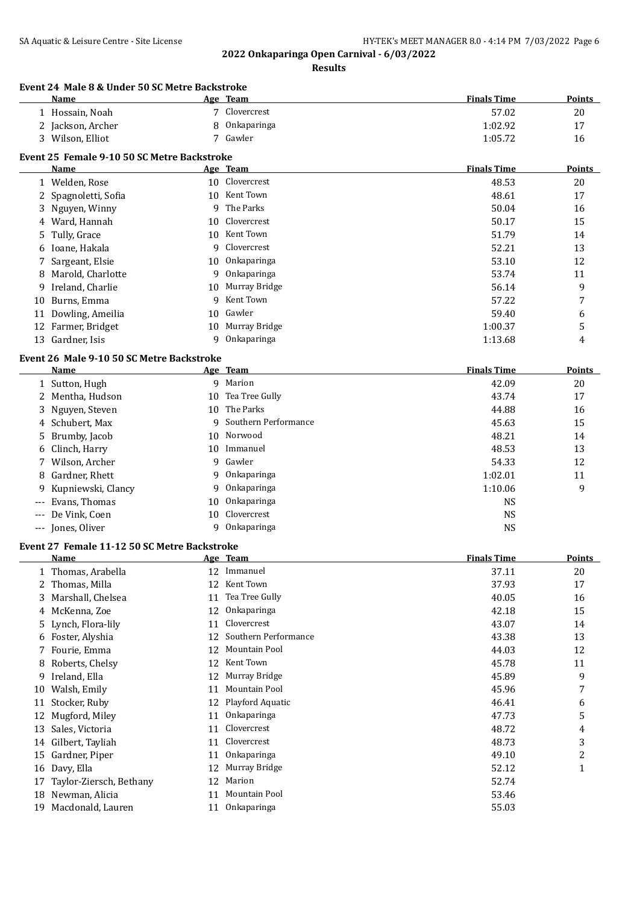## 2022 Onkaparinga Open Carnival - 6/03/2022

### Results

#### Event 24 Male 8 & Under 50 SC Metre Backstroke

| | Name | Age | Team | Finals Time | Points |
|---|---|---|---|---|---|
| 1 | Hossain, Noah | 7 | Clovercrest | 57.02 | 20 |
| 2 | Jackson, Archer | 8 | Onkaparinga | 1:02.92 | 17 |
| 3 | Wilson, Elliot | 7 | Gawler | 1:05.72 | 16 |

#### Event 25 Female 9-10 50 SC Metre Backstroke

| | Name | Age | Team | Finals Time | Points |
|---|---|---|---|---|---|
| 1 | Welden, Rose | 10 | Clovercrest | 48.53 | 20 |
| 2 | Spagnoletti, Sofia | 10 | Kent Town | 48.61 | 17 |
| 3 | Nguyen, Winny | 9 | The Parks | 50.04 | 16 |
| 4 | Ward, Hannah | 10 | Clovercrest | 50.17 | 15 |
| 5 | Tully, Grace | 10 | Kent Town | 51.79 | 14 |
| 6 | Ioane, Hakala | 9 | Clovercrest | 52.21 | 13 |
| 7 | Sargeant, Elsie | 10 | Onkaparinga | 53.10 | 12 |
| 8 | Marold, Charlotte | 9 | Onkaparinga | 53.74 | 11 |
| 9 | Ireland, Charlie | 10 | Murray Bridge | 56.14 | 9 |
| 10 | Burns, Emma | 9 | Kent Town | 57.22 | 7 |
| 11 | Dowling, Ameilia | 10 | Gawler | 59.40 | 6 |
| 12 | Farmer, Bridget | 10 | Murray Bridge | 1:00.37 | 5 |
| 13 | Gardner, Isis | 9 | Onkaparinga | 1:13.68 | 4 |

#### Event 26 Male 9-10 50 SC Metre Backstroke

| | Name | Age | Team | Finals Time | Points |
|---|---|---|---|---|---|
| 1 | Sutton, Hugh | 9 | Marion | 42.09 | 20 |
| 2 | Mentha, Hudson | 10 | Tea Tree Gully | 43.74 | 17 |
| 3 | Nguyen, Steven | 10 | The Parks | 44.88 | 16 |
| 4 | Schubert, Max | 9 | Southern Performance | 45.63 | 15 |
| 5 | Brumby, Jacob | 10 | Norwood | 48.21 | 14 |
| 6 | Clinch, Harry | 10 | Immanuel | 48.53 | 13 |
| 7 | Wilson, Archer | 9 | Gawler | 54.33 | 12 |
| 8 | Gardner, Rhett | 9 | Onkaparinga | 1:02.01 | 11 |
| 9 | Kupniewski, Clancy | 9 | Onkaparinga | 1:10.06 | 9 |
| --- | Evans, Thomas | 10 | Onkaparinga | NS | |
| --- | De Vink, Coen | 10 | Clovercrest | NS | |
| --- | Jones, Oliver | 9 | Onkaparinga | NS | |

#### Event 27 Female 11-12 50 SC Metre Backstroke

| | Name | Age | Team | Finals Time | Points |
|---|---|---|---|---|---|
| 1 | Thomas, Arabella | 12 | Immanuel | 37.11 | 20 |
| 2 | Thomas, Milla | 12 | Kent Town | 37.93 | 17 |
| 3 | Marshall, Chelsea | 11 | Tea Tree Gully | 40.05 | 16 |
| 4 | McKenna, Zoe | 12 | Onkaparinga | 42.18 | 15 |
| 5 | Lynch, Flora-lily | 11 | Clovercrest | 43.07 | 14 |
| 6 | Foster, Alyshia | 12 | Southern Performance | 43.38 | 13 |
| 7 | Fourie, Emma | 12 | Mountain Pool | 44.03 | 12 |
| 8 | Roberts, Chelsy | 12 | Kent Town | 45.78 | 11 |
| 9 | Ireland, Ella | 12 | Murray Bridge | 45.89 | 9 |
| 10 | Walsh, Emily | 11 | Mountain Pool | 45.96 | 7 |
| 11 | Stocker, Ruby | 12 | Playford Aquatic | 46.41 | 6 |
| 12 | Mugford, Miley | 11 | Onkaparinga | 47.73 | 5 |
| 13 | Sales, Victoria | 11 | Clovercrest | 48.72 | 4 |
| 14 | Gilbert, Tayliah | 11 | Clovercrest | 48.73 | 3 |
| 15 | Gardner, Piper | 11 | Onkaparinga | 49.10 | 2 |
| 16 | Davy, Ella | 12 | Murray Bridge | 52.12 | 1 |
| 17 | Taylor-Ziersch, Bethany | 12 | Marion | 52.74 | |
| 18 | Newman, Alicia | 11 | Mountain Pool | 53.46 | |
| 19 | Macdonald, Lauren | 11 | Onkaparinga | 55.03 | |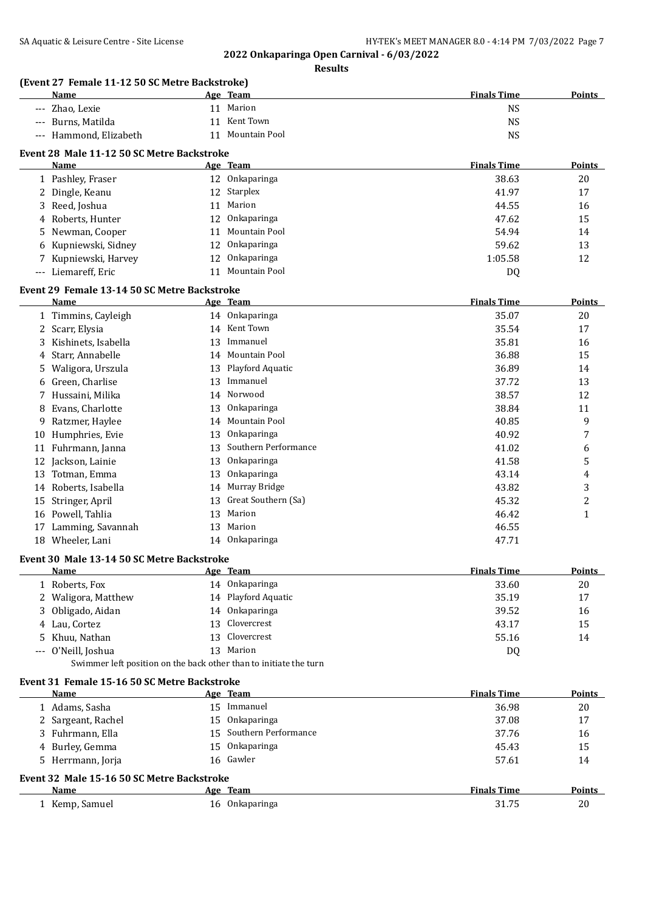**2022 Onkaparinga Open Carnival - 6/03/2022**

**Results**

### (Event 27 Female 11-12 50 SC Metre Backstroke)

| | Name | Age | Team | Finals Time | Points |
|---|---|---|---|---|---|
| --- | Zhao, Lexie | 11 | Marion | NS | |
| --- | Burns, Matilda | 11 | Kent Town | NS | |
| --- | Hammond, Elizabeth | 11 | Mountain Pool | NS | |

### Event 28 Male 11-12 50 SC Metre Backstroke

| | Name | Age | Team | Finals Time | Points |
|---|---|---|---|---|---|
| 1 | Pashley, Fraser | 12 | Onkaparinga | 38.63 | 20 |
| 2 | Dingle, Keanu | 12 | Starplex | 41.97 | 17 |
| 3 | Reed, Joshua | 11 | Marion | 44.55 | 16 |
| 4 | Roberts, Hunter | 12 | Onkaparinga | 47.62 | 15 |
| 5 | Newman, Cooper | 11 | Mountain Pool | 54.94 | 14 |
| 6 | Kupniewski, Sidney | 12 | Onkaparinga | 59.62 | 13 |
| 7 | Kupniewski, Harvey | 12 | Onkaparinga | 1:05.58 | 12 |
| --- | Liemareff, Eric | 11 | Mountain Pool | DQ | |

### Event 29 Female 13-14 50 SC Metre Backstroke

| | Name | Age | Team | Finals Time | Points |
|---|---|---|---|---|---|
| 1 | Timmins, Cayleigh | 14 | Onkaparinga | 35.07 | 20 |
| 2 | Scarr, Elysia | 14 | Kent Town | 35.54 | 17 |
| 3 | Kishinets, Isabella | 13 | Immanuel | 35.81 | 16 |
| 4 | Starr, Annabelle | 14 | Mountain Pool | 36.88 | 15 |
| 5 | Waligora, Urszula | 13 | Playford Aquatic | 36.89 | 14 |
| 6 | Green, Charlise | 13 | Immanuel | 37.72 | 13 |
| 7 | Hussaini, Milika | 14 | Norwood | 38.57 | 12 |
| 8 | Evans, Charlotte | 13 | Onkaparinga | 38.84 | 11 |
| 9 | Ratzmer, Haylee | 14 | Mountain Pool | 40.85 | 9 |
| 10 | Humphries, Evie | 13 | Onkaparinga | 40.92 | 7 |
| 11 | Fuhrmann, Janna | 13 | Southern Performance | 41.02 | 6 |
| 12 | Jackson, Lainie | 13 | Onkaparinga | 41.58 | 5 |
| 13 | Totman, Emma | 13 | Onkaparinga | 43.14 | 4 |
| 14 | Roberts, Isabella | 14 | Murray Bridge | 43.82 | 3 |
| 15 | Stringer, April | 13 | Great Southern (Sa) | 45.32 | 2 |
| 16 | Powell, Tahlia | 13 | Marion | 46.42 | 1 |
| 17 | Lamming, Savannah | 13 | Marion | 46.55 | |
| 18 | Wheeler, Lani | 14 | Onkaparinga | 47.71 | |

### Event 30 Male 13-14 50 SC Metre Backstroke

| | Name | Age | Team | Finals Time | Points |
|---|---|---|---|---|---|
| 1 | Roberts, Fox | 14 | Onkaparinga | 33.60 | 20 |
| 2 | Waligora, Matthew | 14 | Playford Aquatic | 35.19 | 17 |
| 3 | Obligado, Aidan | 14 | Onkaparinga | 39.52 | 16 |
| 4 | Lau, Cortez | 13 | Clovercrest | 43.17 | 15 |
| 5 | Khuu, Nathan | 13 | Clovercrest | 55.16 | 14 |
| --- | O'Neill, Joshua | 13 | Marion | DQ | |

Swimmer left position on the back other than to initiate the turn

### Event 31 Female 15-16 50 SC Metre Backstroke

| | Name | Age | Team | Finals Time | Points |
|---|---|---|---|---|---|
| 1 | Adams, Sasha | 15 | Immanuel | 36.98 | 20 |
| 2 | Sargeant, Rachel | 15 | Onkaparinga | 37.08 | 17 |
| 3 | Fuhrmann, Ella | 15 | Southern Performance | 37.76 | 16 |
| 4 | Burley, Gemma | 15 | Onkaparinga | 45.43 | 15 |
| 5 | Herrmann, Jorja | 16 | Gawler | 57.61 | 14 |

### Event 32 Male 15-16 50 SC Metre Backstroke

| | Name | Age | Team | Finals Time | Points |
|---|---|---|---|---|---|
| 1 | Kemp, Samuel | 16 | Onkaparinga | 31.75 | 20 |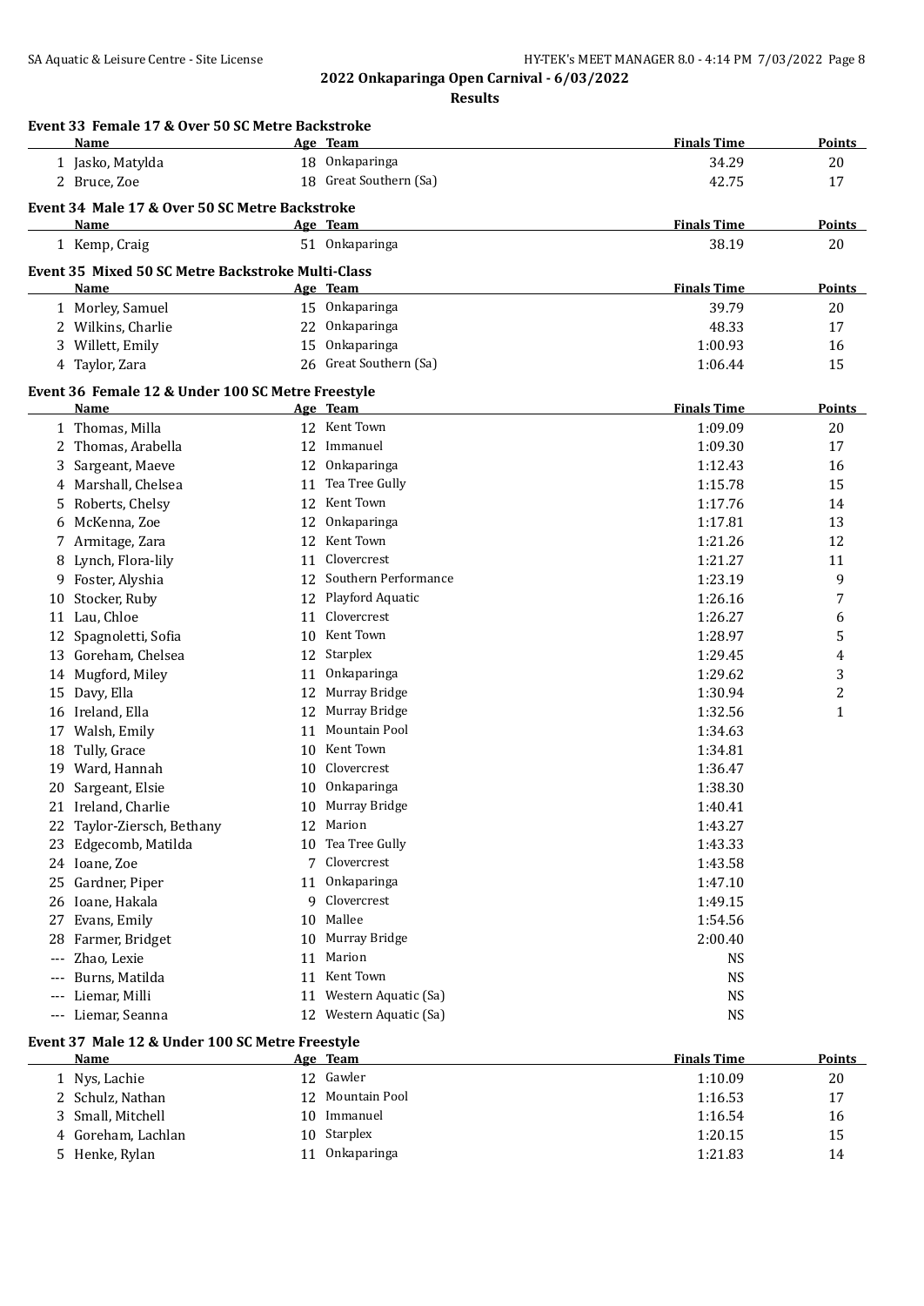**2022 Onkaparinga Open Carnival - 6/03/2022**

**Results**

### Event 33 Female 17 & Over 50 SC Metre Backstroke

| | Name | Age | Team | Finals Time | Points |
|---|---|---|---|---|---|
| 1 | Jasko, Matylda | 18 | Onkaparinga | 34.29 | 20 |
| 2 | Bruce, Zoe | 18 | Great Southern (Sa) | 42.75 | 17 |

### Event 34 Male 17 & Over 50 SC Metre Backstroke

| | Name | Age | Team | Finals Time | Points |
|---|---|---|---|---|---|
| 1 | Kemp, Craig | 51 | Onkaparinga | 38.19 | 20 |

### Event 35 Mixed 50 SC Metre Backstroke Multi-Class

| | Name | Age | Team | Finals Time | Points |
|---|---|---|---|---|---|
| 1 | Morley, Samuel | 15 | Onkaparinga | 39.79 | 20 |
| 2 | Wilkins, Charlie | 22 | Onkaparinga | 48.33 | 17 |
| 3 | Willett, Emily | 15 | Onkaparinga | 1:00.93 | 16 |
| 4 | Taylor, Zara | 26 | Great Southern (Sa) | 1:06.44 | 15 |

### Event 36 Female 12 & Under 100 SC Metre Freestyle

| | Name | Age | Team | Finals Time | Points |
|---|---|---|---|---|---|
| 1 | Thomas, Milla | 12 | Kent Town | 1:09.09 | 20 |
| 2 | Thomas, Arabella | 12 | Immanuel | 1:09.30 | 17 |
| 3 | Sargeant, Maeve | 12 | Onkaparinga | 1:12.43 | 16 |
| 4 | Marshall, Chelsea | 11 | Tea Tree Gully | 1:15.78 | 15 |
| 5 | Roberts, Chelsy | 12 | Kent Town | 1:17.76 | 14 |
| 6 | McKenna, Zoe | 12 | Onkaparinga | 1:17.81 | 13 |
| 7 | Armitage, Zara | 12 | Kent Town | 1:21.26 | 12 |
| 8 | Lynch, Flora-lily | 11 | Clovercrest | 1:21.27 | 11 |
| 9 | Foster, Alyshia | 12 | Southern Performance | 1:23.19 | 9 |
| 10 | Stocker, Ruby | 12 | Playford Aquatic | 1:26.16 | 7 |
| 11 | Lau, Chloe | 11 | Clovercrest | 1:26.27 | 6 |
| 12 | Spagnoletti, Sofia | 10 | Kent Town | 1:28.97 | 5 |
| 13 | Goreham, Chelsea | 12 | Starplex | 1:29.45 | 4 |
| 14 | Mugford, Miley | 11 | Onkaparinga | 1:29.62 | 3 |
| 15 | Davy, Ella | 12 | Murray Bridge | 1:30.94 | 2 |
| 16 | Ireland, Ella | 12 | Murray Bridge | 1:32.56 | 1 |
| 17 | Walsh, Emily | 11 | Mountain Pool | 1:34.63 | |
| 18 | Tully, Grace | 10 | Kent Town | 1:34.81 | |
| 19 | Ward, Hannah | 10 | Clovercrest | 1:36.47 | |
| 20 | Sargeant, Elsie | 10 | Onkaparinga | 1:38.30 | |
| 21 | Ireland, Charlie | 10 | Murray Bridge | 1:40.41 | |
| 22 | Taylor-Ziersch, Bethany | 12 | Marion | 1:43.27 | |
| 23 | Edgecomb, Matilda | 10 | Tea Tree Gully | 1:43.33 | |
| 24 | Ioane, Zoe | 7 | Clovercrest | 1:43.58 | |
| 25 | Gardner, Piper | 11 | Onkaparinga | 1:47.10 | |
| 26 | Ioane, Hakala | 9 | Clovercrest | 1:49.15 | |
| 27 | Evans, Emily | 10 | Mallee | 1:54.56 | |
| 28 | Farmer, Bridget | 10 | Murray Bridge | 2:00.40 | |
| --- | Zhao, Lexie | 11 | Marion | NS | |
| --- | Burns, Matilda | 11 | Kent Town | NS | |
| --- | Liemar, Milli | 11 | Western Aquatic (Sa) | NS | |
| --- | Liemar, Seanna | 12 | Western Aquatic (Sa) | NS | |

### Event 37 Male 12 & Under 100 SC Metre Freestyle

| | Name | Age | Team | Finals Time | Points |
|---|---|---|---|---|---|
| 1 | Nys, Lachie | 12 | Gawler | 1:10.09 | 20 |
| 2 | Schulz, Nathan | 12 | Mountain Pool | 1:16.53 | 17 |
| 3 | Small, Mitchell | 10 | Immanuel | 1:16.54 | 16 |
| 4 | Goreham, Lachlan | 10 | Starplex | 1:20.15 | 15 |
| 5 | Henke, Rylan | 11 | Onkaparinga | 1:21.83 | 14 |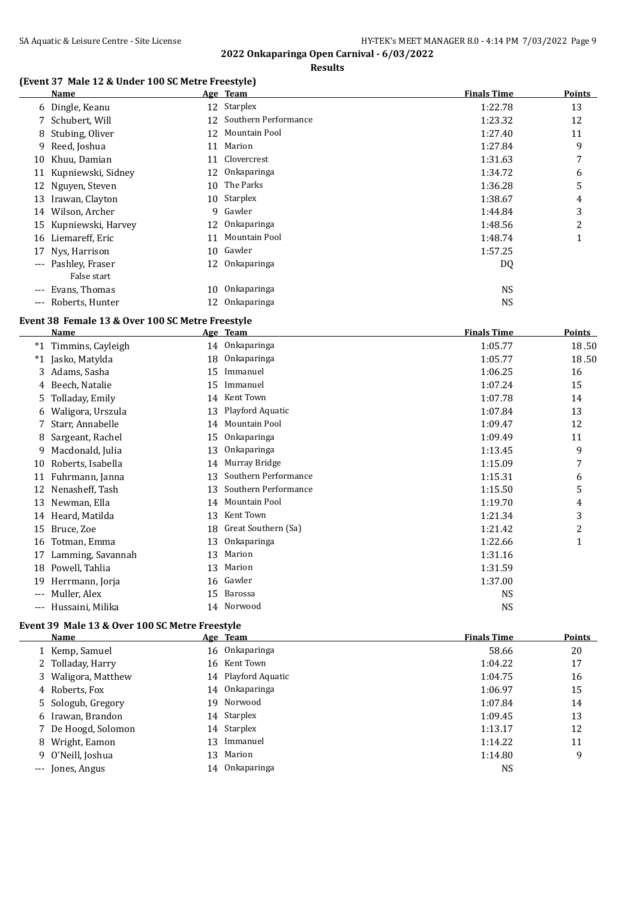**2022 Onkaparinga Open Carnival - 6/03/2022**

**Results**

### (Event 37 Male 12 & Under 100 SC Metre Freestyle)

| | Name | Age | Team | Finals Time | Points |
|---|---|---|---|---|---|
| 6 | Dingle, Keanu | 12 | Starplex | 1:22.78 | 13 |
| 7 | Schubert, Will | 12 | Southern Performance | 1:23.32 | 12 |
| 8 | Stubing, Oliver | 12 | Mountain Pool | 1:27.40 | 11 |
| 9 | Reed, Joshua | 11 | Marion | 1:27.84 | 9 |
| 10 | Khuu, Damian | 11 | Clovercrest | 1:31.63 | 7 |
| 11 | Kupniewski, Sidney | 12 | Onkaparinga | 1:34.72 | 6 |
| 12 | Nguyen, Steven | 10 | The Parks | 1:36.28 | 5 |
| 13 | Irawan, Clayton | 10 | Starplex | 1:38.67 | 4 |
| 14 | Wilson, Archer | 9 | Gawler | 1:44.84 | 3 |
| 15 | Kupniewski, Harvey | 12 | Onkaparinga | 1:48.56 | 2 |
| 16 | Liemareff, Eric | 11 | Mountain Pool | 1:48.74 | 1 |
| 17 | Nys, Harrison | 10 | Gawler | 1:57.25 | |
| --- | Pashley, Fraser<br>False start | 12 | Onkaparinga | DQ | |
| --- | Evans, Thomas | 10 | Onkaparinga | NS | |
| --- | Roberts, Hunter | 12 | Onkaparinga | NS | |

### Event 38 Female 13 & Over 100 SC Metre Freestyle

| | Name | Age | Team | Finals Time | Points |
|---|---|---|---|---|---|
| *1 | Timmins, Cayleigh | 14 | Onkaparinga | 1:05.77 | 18.50 |
| *1 | Jasko, Matylda | 18 | Onkaparinga | 1:05.77 | 18.50 |
| 3 | Adams, Sasha | 15 | Immanuel | 1:06.25 | 16 |
| 4 | Beech, Natalie | 15 | Immanuel | 1:07.24 | 15 |
| 5 | Tolladay, Emily | 14 | Kent Town | 1:07.78 | 14 |
| 6 | Waligora, Urszula | 13 | Playford Aquatic | 1:07.84 | 13 |
| 7 | Starr, Annabelle | 14 | Mountain Pool | 1:09.47 | 12 |
| 8 | Sargeant, Rachel | 15 | Onkaparinga | 1:09.49 | 11 |
| 9 | Macdonald, Julia | 13 | Onkaparinga | 1:13.45 | 9 |
| 10 | Roberts, Isabella | 14 | Murray Bridge | 1:15.09 | 7 |
| 11 | Fuhrmann, Janna | 13 | Southern Performance | 1:15.31 | 6 |
| 12 | Nenasheff, Tash | 13 | Southern Performance | 1:15.50 | 5 |
| 13 | Newman, Ella | 14 | Mountain Pool | 1:19.70 | 4 |
| 14 | Heard, Matilda | 13 | Kent Town | 1:21.34 | 3 |
| 15 | Bruce, Zoe | 18 | Great Southern (Sa) | 1:21.42 | 2 |
| 16 | Totman, Emma | 13 | Onkaparinga | 1:22.66 | 1 |
| 17 | Lamming, Savannah | 13 | Marion | 1:31.16 | |
| 18 | Powell, Tahlia | 13 | Marion | 1:31.59 | |
| 19 | Herrmann, Jorja | 16 | Gawler | 1:37.00 | |
| --- | Muller, Alex | 15 | Barossa | NS | |
| --- | Hussaini, Milika | 14 | Norwood | NS | |

### Event 39 Male 13 & Over 100 SC Metre Freestyle

| | Name | Age | Team | Finals Time | Points |
|---|---|---|---|---|---|
| 1 | Kemp, Samuel | 16 | Onkaparinga | 58.66 | 20 |
| 2 | Tolladay, Harry | 16 | Kent Town | 1:04.22 | 17 |
| 3 | Waligora, Matthew | 14 | Playford Aquatic | 1:04.75 | 16 |
| 4 | Roberts, Fox | 14 | Onkaparinga | 1:06.97 | 15 |
| 5 | Sologub, Gregory | 19 | Norwood | 1:07.84 | 14 |
| 6 | Irawan, Brandon | 14 | Starplex | 1:09.45 | 13 |
| 7 | De Hoogd, Solomon | 14 | Starplex | 1:13.17 | 12 |
| 8 | Wright, Eamon | 13 | Immanuel | 1:14.22 | 11 |
| 9 | O'Neill, Joshua | 13 | Marion | 1:14.80 | 9 |
| --- | Jones, Angus | 14 | Onkaparinga | NS | |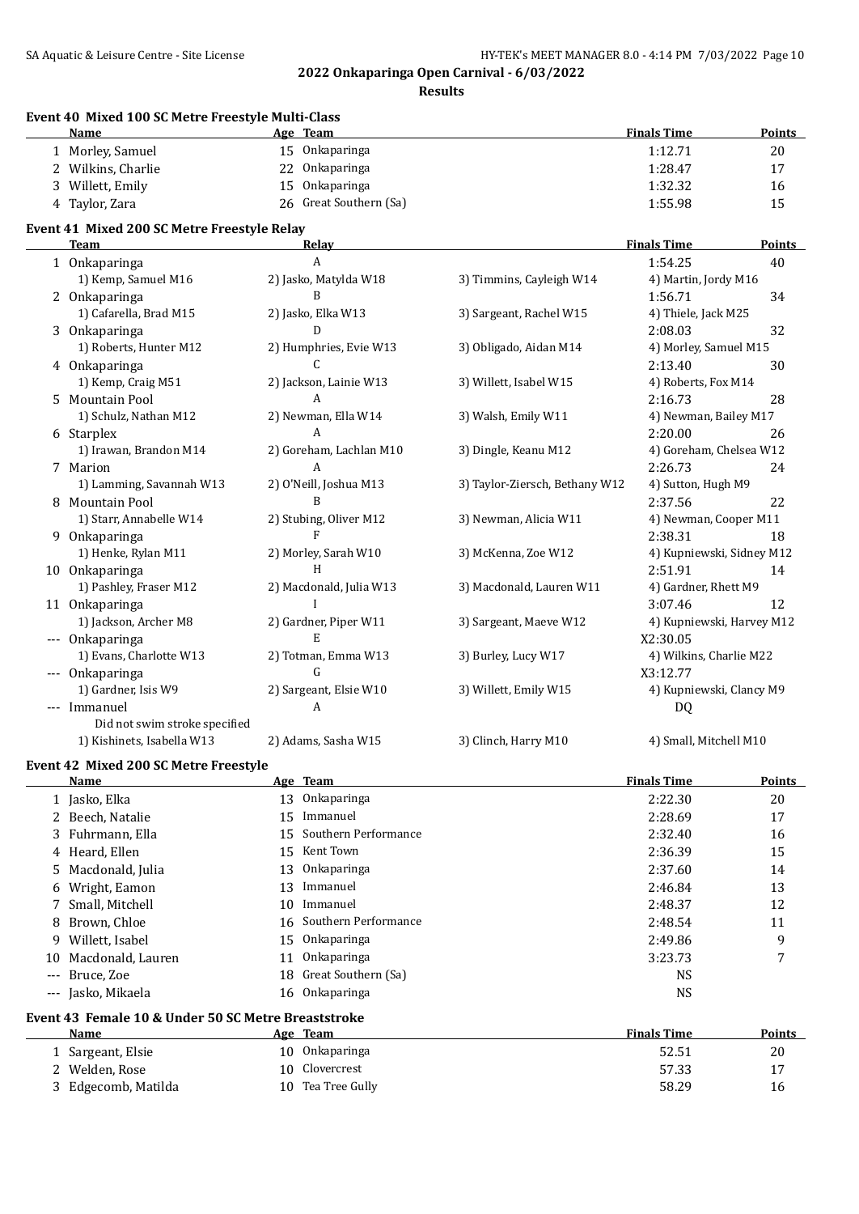## 2022 Onkaparinga Open Carnival - 6/03/2022

### Results

#### Event 40 Mixed 100 SC Metre Freestyle Multi-Class

| | Name | Age | Team | Finals Time | Points |
|---|---|---|---|---|---|
| 1 | Morley, Samuel | 15 | Onkaparinga | 1:12.71 | 20 |
| 2 | Wilkins, Charlie | 22 | Onkaparinga | 1:28.47 | 17 |
| 3 | Willett, Emily | 15 | Onkaparinga | 1:32.32 | 16 |
| 4 | Taylor, Zara | 26 | Great Southern (Sa) | 1:55.98 | 15 |

#### Event 41 Mixed 200 SC Metre Freestyle Relay

| | Team | Relay | | Finals Time | Points |
|---|---|---|---|---|---|
| 1 | Onkaparinga | A | | 1:54.25 | 40 |
| | 1) Kemp, Samuel M16 | 2) Jasko, Matylda W18 | 3) Timmins, Cayleigh W14 | 4) Martin, Jordy M16 | |
| 2 | Onkaparinga | B | | 1:56.71 | 34 |
| | 1) Cafarella, Brad M15 | 2) Jasko, Elka W13 | 3) Sargeant, Rachel W15 | 4) Thiele, Jack M25 | |
| 3 | Onkaparinga | D | | 2:08.03 | 32 |
| | 1) Roberts, Hunter M12 | 2) Humphries, Evie W13 | 3) Obligado, Aidan M14 | 4) Morley, Samuel M15 | |
| 4 | Onkaparinga | C | | 2:13.40 | 30 |
| | 1) Kemp, Craig M51 | 2) Jackson, Lainie W13 | 3) Willett, Isabel W15 | 4) Roberts, Fox M14 | |
| 5 | Mountain Pool | A | | 2:16.73 | 28 |
| | 1) Schulz, Nathan M12 | 2) Newman, Ella W14 | 3) Walsh, Emily W11 | 4) Newman, Bailey M17 | |
| 6 | Starplex | A | | 2:20.00 | 26 |
| | 1) Irawan, Brandon M14 | 2) Goreham, Lachlan M10 | 3) Dingle, Keanu M12 | 4) Goreham, Chelsea W12 | |
| 7 | Marion | A | | 2:26.73 | 24 |
| | 1) Lamming, Savannah W13 | 2) O'Neill, Joshua M13 | 3) Taylor-Ziersch, Bethany W12 | 4) Sutton, Hugh M9 | |
| 8 | Mountain Pool | B | | 2:37.56 | 22 |
| | 1) Starr, Annabelle W14 | 2) Stubing, Oliver M12 | 3) Newman, Alicia W11 | 4) Newman, Cooper M11 | |
| 9 | Onkaparinga | F | | 2:38.31 | 18 |
| | 1) Henke, Rylan M11 | 2) Morley, Sarah W10 | 3) McKenna, Zoe W12 | 4) Kupniewski, Sidney M12 | |
| 10 | Onkaparinga | H | | 2:51.91 | 14 |
| | 1) Pashley, Fraser M12 | 2) Macdonald, Julia W13 | 3) Macdonald, Lauren W11 | 4) Gardner, Rhett M9 | |
| 11 | Onkaparinga | I | | 3:07.46 | 12 |
| | 1) Jackson, Archer M8 | 2) Gardner, Piper W11 | 3) Sargeant, Maeve W12 | 4) Kupniewski, Harvey M12 | |
| --- | Onkaparinga | E | | X2:30.05 | |
| | 1) Evans, Charlotte W13 | 2) Totman, Emma W13 | 3) Burley, Lucy W17 | 4) Wilkins, Charlie M22 | |
| --- | Onkaparinga | G | | X3:12.77 | |
| | 1) Gardner, Isis W9 | 2) Sargeant, Elsie W10 | 3) Willett, Emily W15 | 4) Kupniewski, Clancy M9 | |
| --- | Immanuel | A | | DQ | |
| | Did not swim stroke specified | | | | |
| | 1) Kishinets, Isabella W13 | 2) Adams, Sasha W15 | 3) Clinch, Harry M10 | 4) Small, Mitchell M10 | |

#### Event 42 Mixed 200 SC Metre Freestyle

| | Name | Age | Team | Finals Time | Points |
|---|---|---|---|---|---|
| 1 | Jasko, Elka | 13 | Onkaparinga | 2:22.30 | 20 |
| 2 | Beech, Natalie | 15 | Immanuel | 2:28.69 | 17 |
| 3 | Fuhrmann, Ella | 15 | Southern Performance | 2:32.40 | 16 |
| 4 | Heard, Ellen | 15 | Kent Town | 2:36.39 | 15 |
| 5 | Macdonald, Julia | 13 | Onkaparinga | 2:37.60 | 14 |
| 6 | Wright, Eamon | 13 | Immanuel | 2:46.84 | 13 |
| 7 | Small, Mitchell | 10 | Immanuel | 2:48.37 | 12 |
| 8 | Brown, Chloe | 16 | Southern Performance | 2:48.54 | 11 |
| 9 | Willett, Isabel | 15 | Onkaparinga | 2:49.86 | 9 |
| 10 | Macdonald, Lauren | 11 | Onkaparinga | 3:23.73 | 7 |
| --- | Bruce, Zoe | 18 | Great Southern (Sa) | NS | |
| --- | Jasko, Mikaela | 16 | Onkaparinga | NS | |

#### Event 43 Female 10 & Under 50 SC Metre Breaststroke

| | Name | Age | Team | Finals Time | Points |
|---|---|---|---|---|---|
| 1 | Sargeant, Elsie | 10 | Onkaparinga | 52.51 | 20 |
| 2 | Welden, Rose | 10 | Clovercrest | 57.33 | 17 |
| 3 | Edgecomb, Matilda | 10 | Tea Tree Gully | 58.29 | 16 |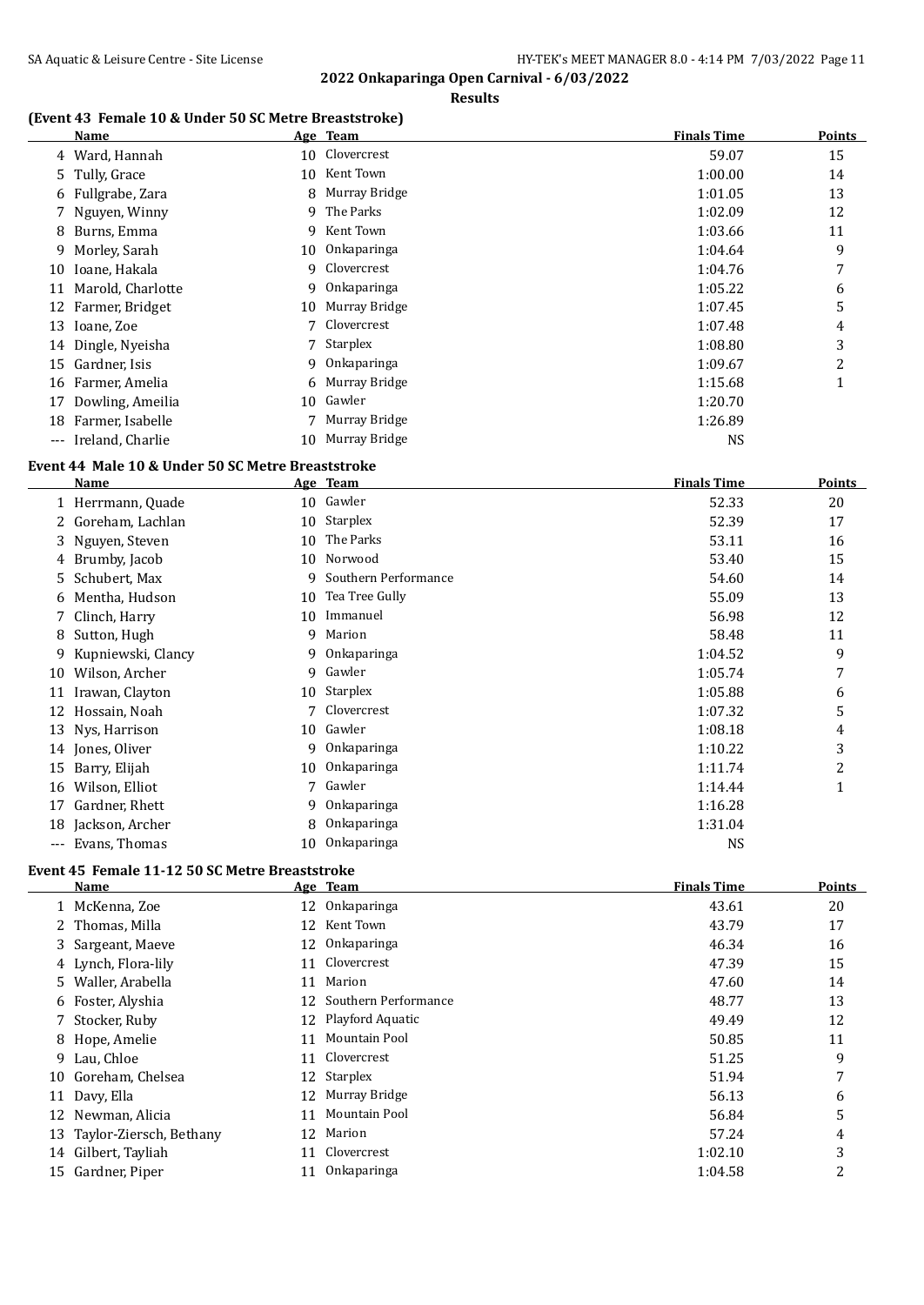## 2022 Onkaparinga Open Carnival - 6/03/2022

**Results**

### (Event 43 Female 10 & Under 50 SC Metre Breaststroke)

| | Name | Age | Team | Finals Time | Points |
|---|---|---|---|---|---|
| 4 | Ward, Hannah | 10 | Clovercrest | 59.07 | 15 |
| 5 | Tully, Grace | 10 | Kent Town | 1:00.00 | 14 |
| 6 | Fullgrabe, Zara | 8 | Murray Bridge | 1:01.05 | 13 |
| 7 | Nguyen, Winny | 9 | The Parks | 1:02.09 | 12 |
| 8 | Burns, Emma | 9 | Kent Town | 1:03.66 | 11 |
| 9 | Morley, Sarah | 10 | Onkaparinga | 1:04.64 | 9 |
| 10 | Ioane, Hakala | 9 | Clovercrest | 1:04.76 | 7 |
| 11 | Marold, Charlotte | 9 | Onkaparinga | 1:05.22 | 6 |
| 12 | Farmer, Bridget | 10 | Murray Bridge | 1:07.45 | 5 |
| 13 | Ioane, Zoe | 7 | Clovercrest | 1:07.48 | 4 |
| 14 | Dingle, Nyeisha | 7 | Starplex | 1:08.80 | 3 |
| 15 | Gardner, Isis | 9 | Onkaparinga | 1:09.67 | 2 |
| 16 | Farmer, Amelia | 6 | Murray Bridge | 1:15.68 | 1 |
| 17 | Dowling, Ameilia | 10 | Gawler | 1:20.70 | |
| 18 | Farmer, Isabelle | 7 | Murray Bridge | 1:26.89 | |
| --- | Ireland, Charlie | 10 | Murray Bridge | NS | |

### Event 44 Male 10 & Under 50 SC Metre Breaststroke

| | Name | Age | Team | Finals Time | Points |
|---|---|---|---|---|---|
| 1 | Herrmann, Quade | 10 | Gawler | 52.33 | 20 |
| 2 | Goreham, Lachlan | 10 | Starplex | 52.39 | 17 |
| 3 | Nguyen, Steven | 10 | The Parks | 53.11 | 16 |
| 4 | Brumby, Jacob | 10 | Norwood | 53.40 | 15 |
| 5 | Schubert, Max | 9 | Southern Performance | 54.60 | 14 |
| 6 | Mentha, Hudson | 10 | Tea Tree Gully | 55.09 | 13 |
| 7 | Clinch, Harry | 10 | Immanuel | 56.98 | 12 |
| 8 | Sutton, Hugh | 9 | Marion | 58.48 | 11 |
| 9 | Kupniewski, Clancy | 9 | Onkaparinga | 1:04.52 | 9 |
| 10 | Wilson, Archer | 9 | Gawler | 1:05.74 | 7 |
| 11 | Irawan, Clayton | 10 | Starplex | 1:05.88 | 6 |
| 12 | Hossain, Noah | 7 | Clovercrest | 1:07.32 | 5 |
| 13 | Nys, Harrison | 10 | Gawler | 1:08.18 | 4 |
| 14 | Jones, Oliver | 9 | Onkaparinga | 1:10.22 | 3 |
| 15 | Barry, Elijah | 10 | Onkaparinga | 1:11.74 | 2 |
| 16 | Wilson, Elliot | 7 | Gawler | 1:14.44 | 1 |
| 17 | Gardner, Rhett | 9 | Onkaparinga | 1:16.28 | |
| 18 | Jackson, Archer | 8 | Onkaparinga | 1:31.04 | |
| --- | Evans, Thomas | 10 | Onkaparinga | NS | |

### Event 45 Female 11-12 50 SC Metre Breaststroke

| | Name | Age | Team | Finals Time | Points |
|---|---|---|---|---|---|
| 1 | McKenna, Zoe | 12 | Onkaparinga | 43.61 | 20 |
| 2 | Thomas, Milla | 12 | Kent Town | 43.79 | 17 |
| 3 | Sargeant, Maeve | 12 | Onkaparinga | 46.34 | 16 |
| 4 | Lynch, Flora-lily | 11 | Clovercrest | 47.39 | 15 |
| 5 | Waller, Arabella | 11 | Marion | 47.60 | 14 |
| 6 | Foster, Alyshia | 12 | Southern Performance | 48.77 | 13 |
| 7 | Stocker, Ruby | 12 | Playford Aquatic | 49.49 | 12 |
| 8 | Hope, Amelie | 11 | Mountain Pool | 50.85 | 11 |
| 9 | Lau, Chloe | 11 | Clovercrest | 51.25 | 9 |
| 10 | Goreham, Chelsea | 12 | Starplex | 51.94 | 7 |
| 11 | Davy, Ella | 12 | Murray Bridge | 56.13 | 6 |
| 12 | Newman, Alicia | 11 | Mountain Pool | 56.84 | 5 |
| 13 | Taylor-Ziersch, Bethany | 12 | Marion | 57.24 | 4 |
| 14 | Gilbert, Tayliah | 11 | Clovercrest | 1:02.10 | 3 |
| 15 | Gardner, Piper | 11 | Onkaparinga | 1:04.58 | 2 |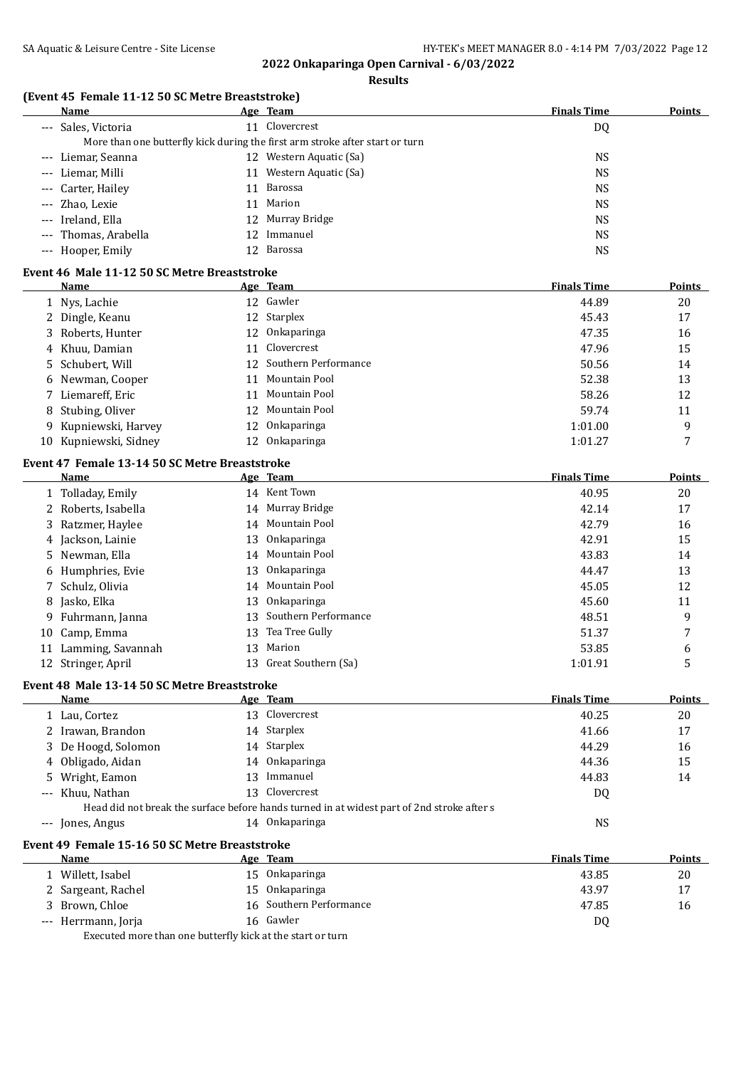## 2022 Onkaparinga Open Carnival - 6/03/2022

**Results**

### (Event 45 Female 11-12 50 SC Metre Breaststroke)

| | Name | Age | Team | Finals Time | Points |
|---|---|---|---|---|---|
| --- | Sales, Victoria | 11 | Clovercrest | DQ | |
| | More than one butterfly kick during the first arm stroke after start or turn | | | | |
| --- | Liemar, Seanna | 12 | Western Aquatic (Sa) | NS | |
| --- | Liemar, Milli | 11 | Western Aquatic (Sa) | NS | |
| --- | Carter, Hailey | 11 | Barossa | NS | |
| --- | Zhao, Lexie | 11 | Marion | NS | |
| --- | Ireland, Ella | 12 | Murray Bridge | NS | |
| --- | Thomas, Arabella | 12 | Immanuel | NS | |
| --- | Hooper, Emily | 12 | Barossa | NS | |

### Event 46 Male 11-12 50 SC Metre Breaststroke

| | Name | Age | Team | Finals Time | Points |
|---|---|---|---|---|---|
| 1 | Nys, Lachie | 12 | Gawler | 44.89 | 20 |
| 2 | Dingle, Keanu | 12 | Starplex | 45.43 | 17 |
| 3 | Roberts, Hunter | 12 | Onkaparinga | 47.35 | 16 |
| 4 | Khuu, Damian | 11 | Clovercrest | 47.96 | 15 |
| 5 | Schubert, Will | 12 | Southern Performance | 50.56 | 14 |
| 6 | Newman, Cooper | 11 | Mountain Pool | 52.38 | 13 |
| 7 | Liemareff, Eric | 11 | Mountain Pool | 58.26 | 12 |
| 8 | Stubing, Oliver | 12 | Mountain Pool | 59.74 | 11 |
| 9 | Kupniewski, Harvey | 12 | Onkaparinga | 1:01.00 | 9 |
| 10 | Kupniewski, Sidney | 12 | Onkaparinga | 1:01.27 | 7 |

### Event 47 Female 13-14 50 SC Metre Breaststroke

| | Name | Age | Team | Finals Time | Points |
|---|---|---|---|---|---|
| 1 | Tolladay, Emily | 14 | Kent Town | 40.95 | 20 |
| 2 | Roberts, Isabella | 14 | Murray Bridge | 42.14 | 17 |
| 3 | Ratzmer, Haylee | 14 | Mountain Pool | 42.79 | 16 |
| 4 | Jackson, Lainie | 13 | Onkaparinga | 42.91 | 15 |
| 5 | Newman, Ella | 14 | Mountain Pool | 43.83 | 14 |
| 6 | Humphries, Evie | 13 | Onkaparinga | 44.47 | 13 |
| 7 | Schulz, Olivia | 14 | Mountain Pool | 45.05 | 12 |
| 8 | Jasko, Elka | 13 | Onkaparinga | 45.60 | 11 |
| 9 | Fuhrmann, Janna | 13 | Southern Performance | 48.51 | 9 |
| 10 | Camp, Emma | 13 | Tea Tree Gully | 51.37 | 7 |
| 11 | Lamming, Savannah | 13 | Marion | 53.85 | 6 |
| 12 | Stringer, April | 13 | Great Southern (Sa) | 1:01.91 | 5 |

### Event 48 Male 13-14 50 SC Metre Breaststroke

| | Name | Age | Team | Finals Time | Points |
|---|---|---|---|---|---|
| 1 | Lau, Cortez | 13 | Clovercrest | 40.25 | 20 |
| 2 | Irawan, Brandon | 14 | Starplex | 41.66 | 17 |
| 3 | De Hoogd, Solomon | 14 | Starplex | 44.29 | 16 |
| 4 | Obligado, Aidan | 14 | Onkaparinga | 44.36 | 15 |
| 5 | Wright, Eamon | 13 | Immanuel | 44.83 | 14 |
| --- | Khuu, Nathan | 13 | Clovercrest | DQ | |
| | Head did not break the surface before hands turned in at widest part of 2nd stroke after s | | | | |
| --- | Jones, Angus | 14 | Onkaparinga | NS | |

### Event 49 Female 15-16 50 SC Metre Breaststroke

| | Name | Age | Team | Finals Time | Points |
|---|---|---|---|---|---|
| 1 | Willett, Isabel | 15 | Onkaparinga | 43.85 | 20 |
| 2 | Sargeant, Rachel | 15 | Onkaparinga | 43.97 | 17 |
| 3 | Brown, Chloe | 16 | Southern Performance | 47.85 | 16 |
| --- | Herrmann, Jorja | 16 | Gawler | DQ | |
| | Executed more than one butterfly kick at the start or turn | | | | |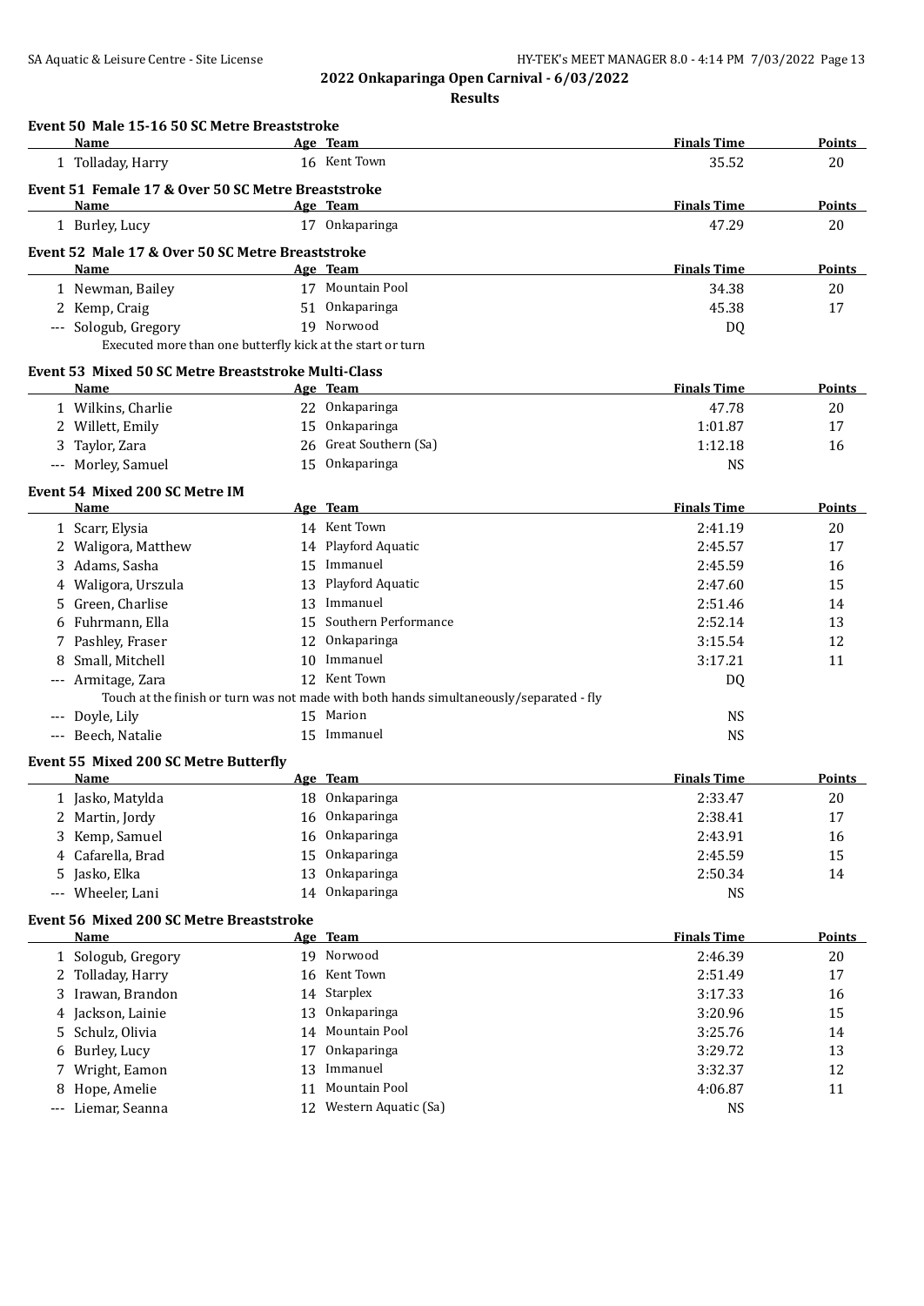## 2022 Onkaparinga Open Carnival - 6/03/2022

### Results

#### Event 50 Male 15-16 50 SC Metre Breaststroke

| | Name | Age | Team | Finals Time | Points |
|---|---|---|---|---|---|
| 1 | Tolladay, Harry | 16 | Kent Town | 35.52 | 20 |

#### Event 51 Female 17 & Over 50 SC Metre Breaststroke

| | Name | Age | Team | Finals Time | Points |
|---|---|---|---|---|---|
| 1 | Burley, Lucy | 17 | Onkaparinga | 47.29 | 20 |

#### Event 52 Male 17 & Over 50 SC Metre Breaststroke

| | Name | Age | Team | Finals Time | Points |
|---|---|---|---|---|---|
| 1 | Newman, Bailey | 17 | Mountain Pool | 34.38 | 20 |
| 2 | Kemp, Craig | 51 | Onkaparinga | 45.38 | 17 |
| --- | Sologub, Gregory | 19 | Norwood | DQ | |
| | Executed more than one butterfly kick at the start or turn | | | | |

#### Event 53 Mixed 50 SC Metre Breaststroke Multi-Class

| | Name | Age | Team | Finals Time | Points |
|---|---|---|---|---|---|
| 1 | Wilkins, Charlie | 22 | Onkaparinga | 47.78 | 20 |
| 2 | Willett, Emily | 15 | Onkaparinga | 1:01.87 | 17 |
| 3 | Taylor, Zara | 26 | Great Southern (Sa) | 1:12.18 | 16 |
| --- | Morley, Samuel | 15 | Onkaparinga | NS | |

#### Event 54 Mixed 200 SC Metre IM

| | Name | Age | Team | Finals Time | Points |
|---|---|---|---|---|---|
| 1 | Scarr, Elysia | 14 | Kent Town | 2:41.19 | 20 |
| 2 | Waligora, Matthew | 14 | Playford Aquatic | 2:45.57 | 17 |
| 3 | Adams, Sasha | 15 | Immanuel | 2:45.59 | 16 |
| 4 | Waligora, Urszula | 13 | Playford Aquatic | 2:47.60 | 15 |
| 5 | Green, Charlise | 13 | Immanuel | 2:51.46 | 14 |
| 6 | Fuhrmann, Ella | 15 | Southern Performance | 2:52.14 | 13 |
| 7 | Pashley, Fraser | 12 | Onkaparinga | 3:15.54 | 12 |
| 8 | Small, Mitchell | 10 | Immanuel | 3:17.21 | 11 |
| --- | Armitage, Zara | 12 | Kent Town | DQ | |
| | Touch at the finish or turn was not made with both hands simultaneously/separated - fly | | | | |
| --- | Doyle, Lily | 15 | Marion | NS | |
| --- | Beech, Natalie | 15 | Immanuel | NS | |

#### Event 55 Mixed 200 SC Metre Butterfly

| | Name | Age | Team | Finals Time | Points |
|---|---|---|---|---|---|
| 1 | Jasko, Matylda | 18 | Onkaparinga | 2:33.47 | 20 |
| 2 | Martin, Jordy | 16 | Onkaparinga | 2:38.41 | 17 |
| 3 | Kemp, Samuel | 16 | Onkaparinga | 2:43.91 | 16 |
| 4 | Cafarella, Brad | 15 | Onkaparinga | 2:45.59 | 15 |
| 5 | Jasko, Elka | 13 | Onkaparinga | 2:50.34 | 14 |
| --- | Wheeler, Lani | 14 | Onkaparinga | NS | |

#### Event 56 Mixed 200 SC Metre Breaststroke

| | Name | Age | Team | Finals Time | Points |
|---|---|---|---|---|---|
| 1 | Sologub, Gregory | 19 | Norwood | 2:46.39 | 20 |
| 2 | Tolladay, Harry | 16 | Kent Town | 2:51.49 | 17 |
| 3 | Irawan, Brandon | 14 | Starplex | 3:17.33 | 16 |
| 4 | Jackson, Lainie | 13 | Onkaparinga | 3:20.96 | 15 |
| 5 | Schulz, Olivia | 14 | Mountain Pool | 3:25.76 | 14 |
| 6 | Burley, Lucy | 17 | Onkaparinga | 3:29.72 | 13 |
| 7 | Wright, Eamon | 13 | Immanuel | 3:32.37 | 12 |
| 8 | Hope, Amelie | 11 | Mountain Pool | 4:06.87 | 11 |
| --- | Liemar, Seanna | 12 | Western Aquatic (Sa) | NS | |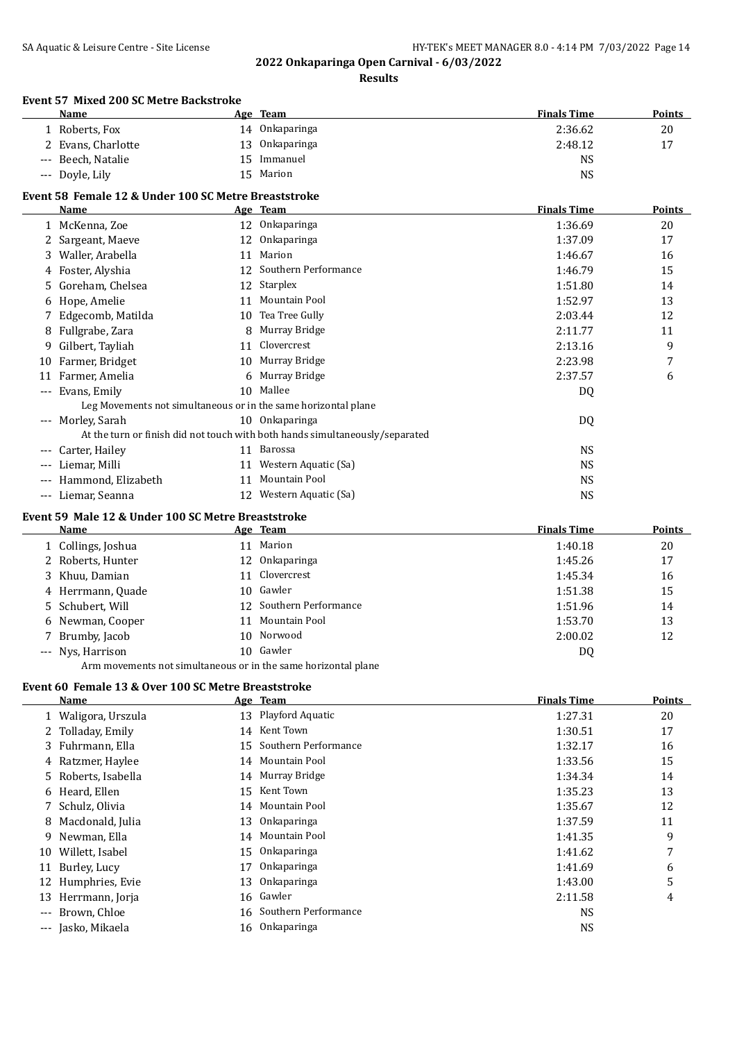## 2022 Onkaparinga Open Carnival - 6/03/2022

### Results

#### Event 57 Mixed 200 SC Metre Backstroke

| | Name | Age | Team | Finals Time | Points |
|---|---|---|---|---|---|
| 1 | Roberts, Fox | 14 | Onkaparinga | 2:36.62 | 20 |
| 2 | Evans, Charlotte | 13 | Onkaparinga | 2:48.12 | 17 |
| --- | Beech, Natalie | 15 | Immanuel | NS | |
| --- | Doyle, Lily | 15 | Marion | NS | |

#### Event 58 Female 12 & Under 100 SC Metre Breaststroke

| | Name | Age | Team | Finals Time | Points |
|---|---|---|---|---|---|
| 1 | McKenna, Zoe | 12 | Onkaparinga | 1:36.69 | 20 |
| 2 | Sargeant, Maeve | 12 | Onkaparinga | 1:37.09 | 17 |
| 3 | Waller, Arabella | 11 | Marion | 1:46.67 | 16 |
| 4 | Foster, Alyshia | 12 | Southern Performance | 1:46.79 | 15 |
| 5 | Goreham, Chelsea | 12 | Starplex | 1:51.80 | 14 |
| 6 | Hope, Amelie | 11 | Mountain Pool | 1:52.97 | 13 |
| 7 | Edgecomb, Matilda | 10 | Tea Tree Gully | 2:03.44 | 12 |
| 8 | Fullgrabe, Zara | 8 | Murray Bridge | 2:11.77 | 11 |
| 9 | Gilbert, Tayliah | 11 | Clovercrest | 2:13.16 | 9 |
| 10 | Farmer, Bridget | 10 | Murray Bridge | 2:23.98 | 7 |
| 11 | Farmer, Amelia | 6 | Murray Bridge | 2:37.57 | 6 |
| --- | Evans, Emily | 10 | Mallee | DQ | |
| | Leg Movements not simultaneous or in the same horizontal plane | | | | |
| --- | Morley, Sarah | 10 | Onkaparinga | DQ | |
| | At the turn or finish did not touch with both hands simultaneously/separated | | | | |
| --- | Carter, Hailey | 11 | Barossa | NS | |
| --- | Liemar, Milli | 11 | Western Aquatic (Sa) | NS | |
| --- | Hammond, Elizabeth | 11 | Mountain Pool | NS | |
| --- | Liemar, Seanna | 12 | Western Aquatic (Sa) | NS | |

#### Event 59 Male 12 & Under 100 SC Metre Breaststroke

| | Name | Age | Team | Finals Time | Points |
|---|---|---|---|---|---|
| 1 | Collings, Joshua | 11 | Marion | 1:40.18 | 20 |
| 2 | Roberts, Hunter | 12 | Onkaparinga | 1:45.26 | 17 |
| 3 | Khuu, Damian | 11 | Clovercrest | 1:45.34 | 16 |
| 4 | Herrmann, Quade | 10 | Gawler | 1:51.38 | 15 |
| 5 | Schubert, Will | 12 | Southern Performance | 1:51.96 | 14 |
| 6 | Newman, Cooper | 11 | Mountain Pool | 1:53.70 | 13 |
| 7 | Brumby, Jacob | 10 | Norwood | 2:00.02 | 12 |
| --- | Nys, Harrison | 10 | Gawler | DQ | |
| | Arm movements not simultaneous or in the same horizontal plane | | | | |

#### Event 60 Female 13 & Over 100 SC Metre Breaststroke

| | Name | Age | Team | Finals Time | Points |
|---|---|---|---|---|---|
| 1 | Waligora, Urszula | 13 | Playford Aquatic | 1:27.31 | 20 |
| 2 | Tolladay, Emily | 14 | Kent Town | 1:30.51 | 17 |
| 3 | Fuhrmann, Ella | 15 | Southern Performance | 1:32.17 | 16 |
| 4 | Ratzmer, Haylee | 14 | Mountain Pool | 1:33.56 | 15 |
| 5 | Roberts, Isabella | 14 | Murray Bridge | 1:34.34 | 14 |
| 6 | Heard, Ellen | 15 | Kent Town | 1:35.23 | 13 |
| 7 | Schulz, Olivia | 14 | Mountain Pool | 1:35.67 | 12 |
| 8 | Macdonald, Julia | 13 | Onkaparinga | 1:37.59 | 11 |
| 9 | Newman, Ella | 14 | Mountain Pool | 1:41.35 | 9 |
| 10 | Willett, Isabel | 15 | Onkaparinga | 1:41.62 | 7 |
| 11 | Burley, Lucy | 17 | Onkaparinga | 1:41.69 | 6 |
| 12 | Humphries, Evie | 13 | Onkaparinga | 1:43.00 | 5 |
| 13 | Herrmann, Jorja | 16 | Gawler | 2:11.58 | 4 |
| --- | Brown, Chloe | 16 | Southern Performance | NS | |
| --- | Jasko, Mikaela | 16 | Onkaparinga | NS | |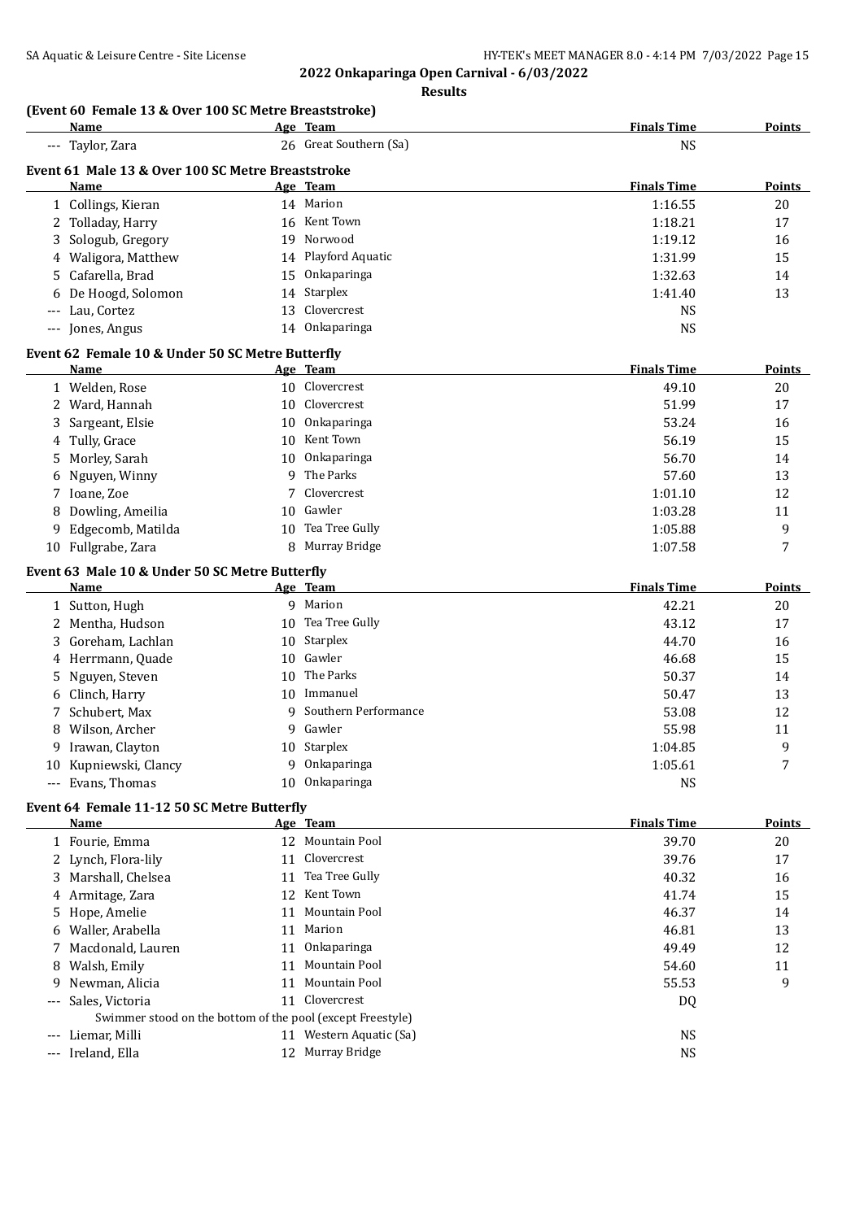## 2022 Onkaparinga Open Carnival - 6/03/2022

### Results

#### (Event 60 Female 13 & Over 100 SC Metre Breaststroke)

| | Name | Age | Team | Finals Time | Points |
|---|---|---|---|---|---|
| --- | Taylor, Zara | 26 | Great Southern (Sa) | NS | |

#### Event 61 Male 13 & Over 100 SC Metre Breaststroke

| | Name | Age | Team | Finals Time | Points |
|---|---|---|---|---|---|
| 1 | Collings, Kieran | 14 | Marion | 1:16.55 | 20 |
| 2 | Tolladay, Harry | 16 | Kent Town | 1:18.21 | 17 |
| 3 | Sologub, Gregory | 19 | Norwood | 1:19.12 | 16 |
| 4 | Waligora, Matthew | 14 | Playford Aquatic | 1:31.99 | 15 |
| 5 | Cafarella, Brad | 15 | Onkaparinga | 1:32.63 | 14 |
| 6 | De Hoogd, Solomon | 14 | Starplex | 1:41.40 | 13 |
| --- | Lau, Cortez | 13 | Clovercrest | NS | |
| --- | Jones, Angus | 14 | Onkaparinga | NS | |

#### Event 62 Female 10 & Under 50 SC Metre Butterfly

| | Name | Age | Team | Finals Time | Points |
|---|---|---|---|---|---|
| 1 | Welden, Rose | 10 | Clovercrest | 49.10 | 20 |
| 2 | Ward, Hannah | 10 | Clovercrest | 51.99 | 17 |
| 3 | Sargeant, Elsie | 10 | Onkaparinga | 53.24 | 16 |
| 4 | Tully, Grace | 10 | Kent Town | 56.19 | 15 |
| 5 | Morley, Sarah | 10 | Onkaparinga | 56.70 | 14 |
| 6 | Nguyen, Winny | 9 | The Parks | 57.60 | 13 |
| 7 | Ioane, Zoe | 7 | Clovercrest | 1:01.10 | 12 |
| 8 | Dowling, Ameilia | 10 | Gawler | 1:03.28 | 11 |
| 9 | Edgecomb, Matilda | 10 | Tea Tree Gully | 1:05.88 | 9 |
| 10 | Fullgrabe, Zara | 8 | Murray Bridge | 1:07.58 | 7 |

#### Event 63 Male 10 & Under 50 SC Metre Butterfly

| | Name | Age | Team | Finals Time | Points |
|---|---|---|---|---|---|
| 1 | Sutton, Hugh | 9 | Marion | 42.21 | 20 |
| 2 | Mentha, Hudson | 10 | Tea Tree Gully | 43.12 | 17 |
| 3 | Goreham, Lachlan | 10 | Starplex | 44.70 | 16 |
| 4 | Herrmann, Quade | 10 | Gawler | 46.68 | 15 |
| 5 | Nguyen, Steven | 10 | The Parks | 50.37 | 14 |
| 6 | Clinch, Harry | 10 | Immanuel | 50.47 | 13 |
| 7 | Schubert, Max | 9 | Southern Performance | 53.08 | 12 |
| 8 | Wilson, Archer | 9 | Gawler | 55.98 | 11 |
| 9 | Irawan, Clayton | 10 | Starplex | 1:04.85 | 9 |
| 10 | Kupniewski, Clancy | 9 | Onkaparinga | 1:05.61 | 7 |
| --- | Evans, Thomas | 10 | Onkaparinga | NS | |

#### Event 64 Female 11-12 50 SC Metre Butterfly

| | Name | Age | Team | Finals Time | Points |
|---|---|---|---|---|---|
| 1 | Fourie, Emma | 12 | Mountain Pool | 39.70 | 20 |
| 2 | Lynch, Flora-lily | 11 | Clovercrest | 39.76 | 17 |
| 3 | Marshall, Chelsea | 11 | Tea Tree Gully | 40.32 | 16 |
| 4 | Armitage, Zara | 12 | Kent Town | 41.74 | 15 |
| 5 | Hope, Amelie | 11 | Mountain Pool | 46.37 | 14 |
| 6 | Waller, Arabella | 11 | Marion | 46.81 | 13 |
| 7 | Macdonald, Lauren | 11 | Onkaparinga | 49.49 | 12 |
| 8 | Walsh, Emily | 11 | Mountain Pool | 54.60 | 11 |
| 9 | Newman, Alicia | 11 | Mountain Pool | 55.53 | 9 |
| --- | Sales, Victoria | 11 | Clovercrest | DQ | |
| | Swimmer stood on the bottom of the pool (except Freestyle) | | | | |
| --- | Liemar, Milli | 11 | Western Aquatic (Sa) | NS | |
| --- | Ireland, Ella | 12 | Murray Bridge | NS | |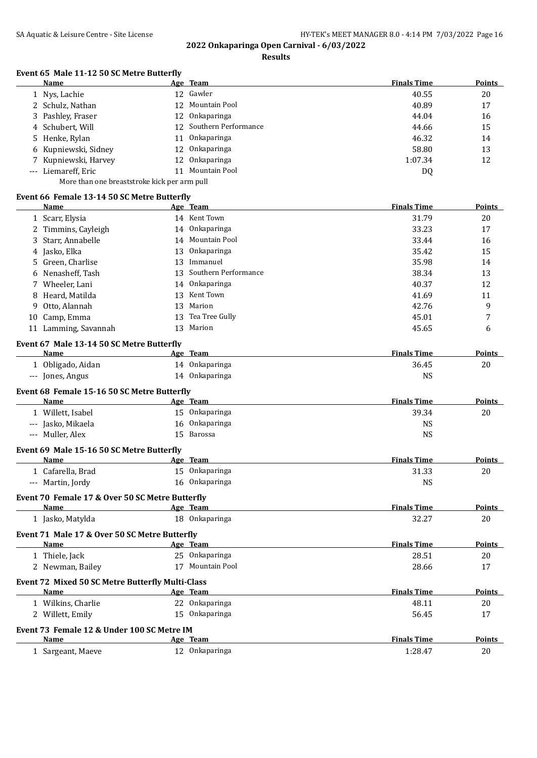## 2022 Onkaparinga Open Carnival - 6/03/2022

### Results

#### Event 65 Male 11-12 50 SC Metre Butterfly

| | Name | Age | Team | Finals Time | Points |
|---|---|---|---|---|---|
| 1 | Nys, Lachie | 12 | Gawler | 40.55 | 20 |
| 2 | Schulz, Nathan | 12 | Mountain Pool | 40.89 | 17 |
| 3 | Pashley, Fraser | 12 | Onkaparinga | 44.04 | 16 |
| 4 | Schubert, Will | 12 | Southern Performance | 44.66 | 15 |
| 5 | Henke, Rylan | 11 | Onkaparinga | 46.32 | 14 |
| 6 | Kupniewski, Sidney | 12 | Onkaparinga | 58.80 | 13 |
| 7 | Kupniewski, Harvey | 12 | Onkaparinga | 1:07.34 | 12 |
| --- | Liemareff, Eric | 11 | Mountain Pool | DQ | |
| | More than one breaststroke kick per arm pull | | | | |

#### Event 66 Female 13-14 50 SC Metre Butterfly

| | Name | Age | Team | Finals Time | Points |
|---|---|---|---|---|---|
| 1 | Scarr, Elysia | 14 | Kent Town | 31.79 | 20 |
| 2 | Timmins, Cayleigh | 14 | Onkaparinga | 33.23 | 17 |
| 3 | Starr, Annabelle | 14 | Mountain Pool | 33.44 | 16 |
| 4 | Jasko, Elka | 13 | Onkaparinga | 35.42 | 15 |
| 5 | Green, Charlise | 13 | Immanuel | 35.98 | 14 |
| 6 | Nenasheff, Tash | 13 | Southern Performance | 38.34 | 13 |
| 7 | Wheeler, Lani | 14 | Onkaparinga | 40.37 | 12 |
| 8 | Heard, Matilda | 13 | Kent Town | 41.69 | 11 |
| 9 | Otto, Alannah | 13 | Marion | 42.76 | 9 |
| 10 | Camp, Emma | 13 | Tea Tree Gully | 45.01 | 7 |
| 11 | Lamming, Savannah | 13 | Marion | 45.65 | 6 |

#### Event 67 Male 13-14 50 SC Metre Butterfly

| | Name | Age | Team | Finals Time | Points |
|---|---|---|---|---|---|
| 1 | Obligado, Aidan | 14 | Onkaparinga | 36.45 | 20 |
| --- | Jones, Angus | 14 | Onkaparinga | NS | |

#### Event 68 Female 15-16 50 SC Metre Butterfly

| | Name | Age | Team | Finals Time | Points |
|---|---|---|---|---|---|
| 1 | Willett, Isabel | 15 | Onkaparinga | 39.34 | 20 |
| --- | Jasko, Mikaela | 16 | Onkaparinga | NS | |
| --- | Muller, Alex | 15 | Barossa | NS | |

#### Event 69 Male 15-16 50 SC Metre Butterfly

| | Name | Age | Team | Finals Time | Points |
|---|---|---|---|---|---|
| 1 | Cafarella, Brad | 15 | Onkaparinga | 31.33 | 20 |
| --- | Martin, Jordy | 16 | Onkaparinga | NS | |

#### Event 70 Female 17 & Over 50 SC Metre Butterfly

| | Name | Age | Team | Finals Time | Points |
|---|---|---|---|---|---|
| 1 | Jasko, Matylda | 18 | Onkaparinga | 32.27 | 20 |

#### Event 71 Male 17 & Over 50 SC Metre Butterfly

| | Name | Age | Team | Finals Time | Points |
|---|---|---|---|---|---|
| 1 | Thiele, Jack | 25 | Onkaparinga | 28.51 | 20 |
| 2 | Newman, Bailey | 17 | Mountain Pool | 28.66 | 17 |

#### Event 72 Mixed 50 SC Metre Butterfly Multi-Class

| | Name | Age | Team | Finals Time | Points |
|---|---|---|---|---|---|
| 1 | Wilkins, Charlie | 22 | Onkaparinga | 48.11 | 20 |
| 2 | Willett, Emily | 15 | Onkaparinga | 56.45 | 17 |

#### Event 73 Female 12 & Under 100 SC Metre IM

| | Name | Age | Team | Finals Time | Points |
|---|---|---|---|---|---|
| 1 | Sargeant, Maeve | 12 | Onkaparinga | 1:28.47 | 20 |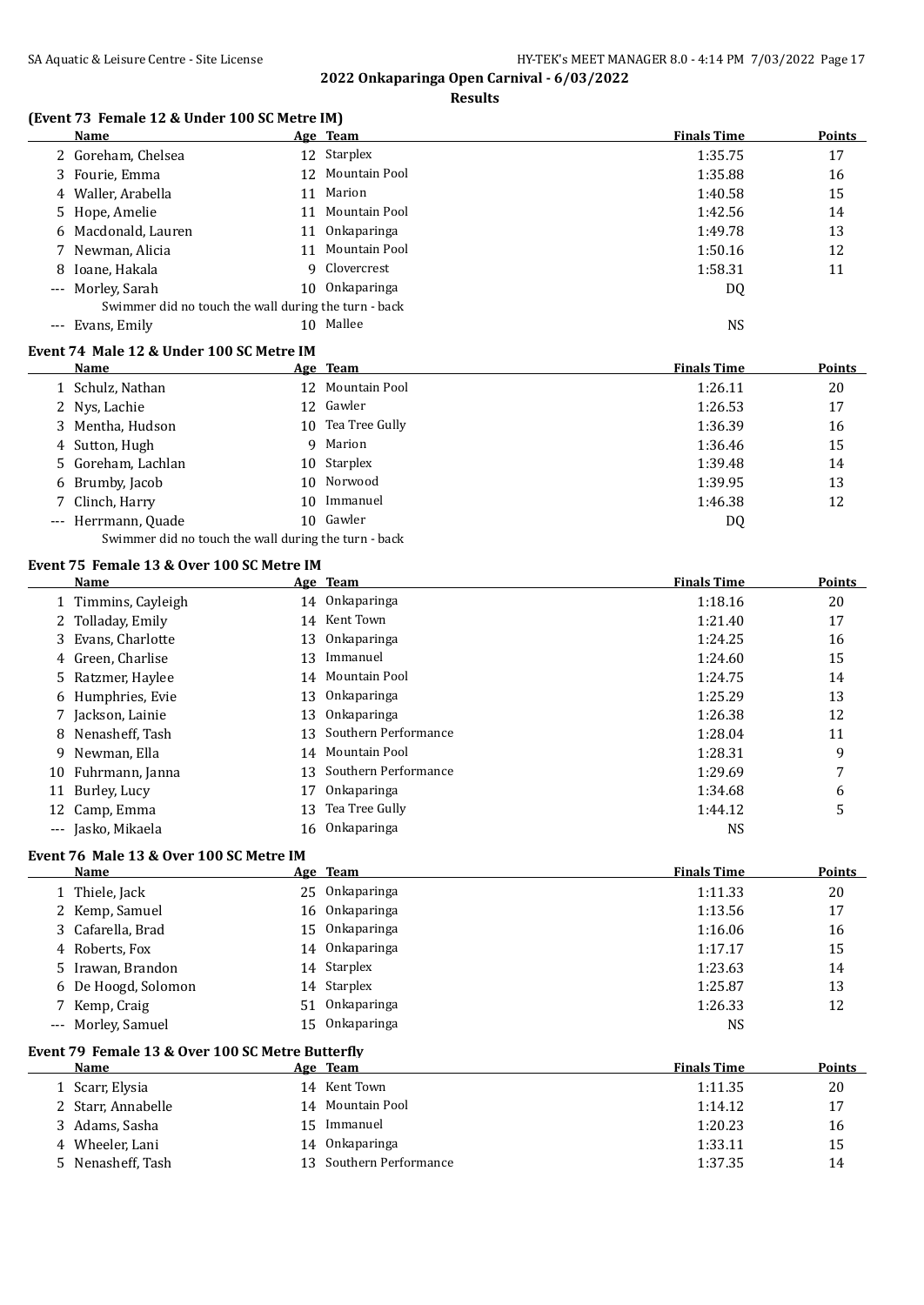## 2022 Onkaparinga Open Carnival - 6/03/2022

**Results**

### (Event 73 Female 12 & Under 100 SC Metre IM)

| | Name | Age | Team | Finals Time | Points |
|---|---|---|---|---|---|
| 2 | Goreham, Chelsea | 12 | Starplex | 1:35.75 | 17 |
| 3 | Fourie, Emma | 12 | Mountain Pool | 1:35.88 | 16 |
| 4 | Waller, Arabella | 11 | Marion | 1:40.58 | 15 |
| 5 | Hope, Amelie | 11 | Mountain Pool | 1:42.56 | 14 |
| 6 | Macdonald, Lauren | 11 | Onkaparinga | 1:49.78 | 13 |
| 7 | Newman, Alicia | 11 | Mountain Pool | 1:50.16 | 12 |
| 8 | Ioane, Hakala | 9 | Clovercrest | 1:58.31 | 11 |
| --- | Morley, Sarah | 10 | Onkaparinga | DQ | |
| | Swimmer did no touch the wall during the turn - back | | | | |
| --- | Evans, Emily | 10 | Mallee | NS | |

### Event 74 Male 12 & Under 100 SC Metre IM

| | Name | Age | Team | Finals Time | Points |
|---|---|---|---|---|---|
| 1 | Schulz, Nathan | 12 | Mountain Pool | 1:26.11 | 20 |
| 2 | Nys, Lachie | 12 | Gawler | 1:26.53 | 17 |
| 3 | Mentha, Hudson | 10 | Tea Tree Gully | 1:36.39 | 16 |
| 4 | Sutton, Hugh | 9 | Marion | 1:36.46 | 15 |
| 5 | Goreham, Lachlan | 10 | Starplex | 1:39.48 | 14 |
| 6 | Brumby, Jacob | 10 | Norwood | 1:39.95 | 13 |
| 7 | Clinch, Harry | 10 | Immanuel | 1:46.38 | 12 |
| --- | Herrmann, Quade | 10 | Gawler | DQ | |
| | Swimmer did no touch the wall during the turn - back | | | | |

### Event 75 Female 13 & Over 100 SC Metre IM

| | Name | Age | Team | Finals Time | Points |
|---|---|---|---|---|---|
| 1 | Timmins, Cayleigh | 14 | Onkaparinga | 1:18.16 | 20 |
| 2 | Tolladay, Emily | 14 | Kent Town | 1:21.40 | 17 |
| 3 | Evans, Charlotte | 13 | Onkaparinga | 1:24.25 | 16 |
| 4 | Green, Charlise | 13 | Immanuel | 1:24.60 | 15 |
| 5 | Ratzmer, Haylee | 14 | Mountain Pool | 1:24.75 | 14 |
| 6 | Humphries, Evie | 13 | Onkaparinga | 1:25.29 | 13 |
| 7 | Jackson, Lainie | 13 | Onkaparinga | 1:26.38 | 12 |
| 8 | Nenasheff, Tash | 13 | Southern Performance | 1:28.04 | 11 |
| 9 | Newman, Ella | 14 | Mountain Pool | 1:28.31 | 9 |
| 10 | Fuhrmann, Janna | 13 | Southern Performance | 1:29.69 | 7 |
| 11 | Burley, Lucy | 17 | Onkaparinga | 1:34.68 | 6 |
| 12 | Camp, Emma | 13 | Tea Tree Gully | 1:44.12 | 5 |
| --- | Jasko, Mikaela | 16 | Onkaparinga | NS | |

### Event 76 Male 13 & Over 100 SC Metre IM

| | Name | Age | Team | Finals Time | Points |
|---|---|---|---|---|---|
| 1 | Thiele, Jack | 25 | Onkaparinga | 1:11.33 | 20 |
| 2 | Kemp, Samuel | 16 | Onkaparinga | 1:13.56 | 17 |
| 3 | Cafarella, Brad | 15 | Onkaparinga | 1:16.06 | 16 |
| 4 | Roberts, Fox | 14 | Onkaparinga | 1:17.17 | 15 |
| 5 | Irawan, Brandon | 14 | Starplex | 1:23.63 | 14 |
| 6 | De Hoogd, Solomon | 14 | Starplex | 1:25.87 | 13 |
| 7 | Kemp, Craig | 51 | Onkaparinga | 1:26.33 | 12 |
| --- | Morley, Samuel | 15 | Onkaparinga | NS | |

### Event 79 Female 13 & Over 100 SC Metre Butterfly

| | Name | Age | Team | Finals Time | Points |
|---|---|---|---|---|---|
| 1 | Scarr, Elysia | 14 | Kent Town | 1:11.35 | 20 |
| 2 | Starr, Annabelle | 14 | Mountain Pool | 1:14.12 | 17 |
| 3 | Adams, Sasha | 15 | Immanuel | 1:20.23 | 16 |
| 4 | Wheeler, Lani | 14 | Onkaparinga | 1:33.11 | 15 |
| 5 | Nenasheff, Tash | 13 | Southern Performance | 1:37.35 | 14 |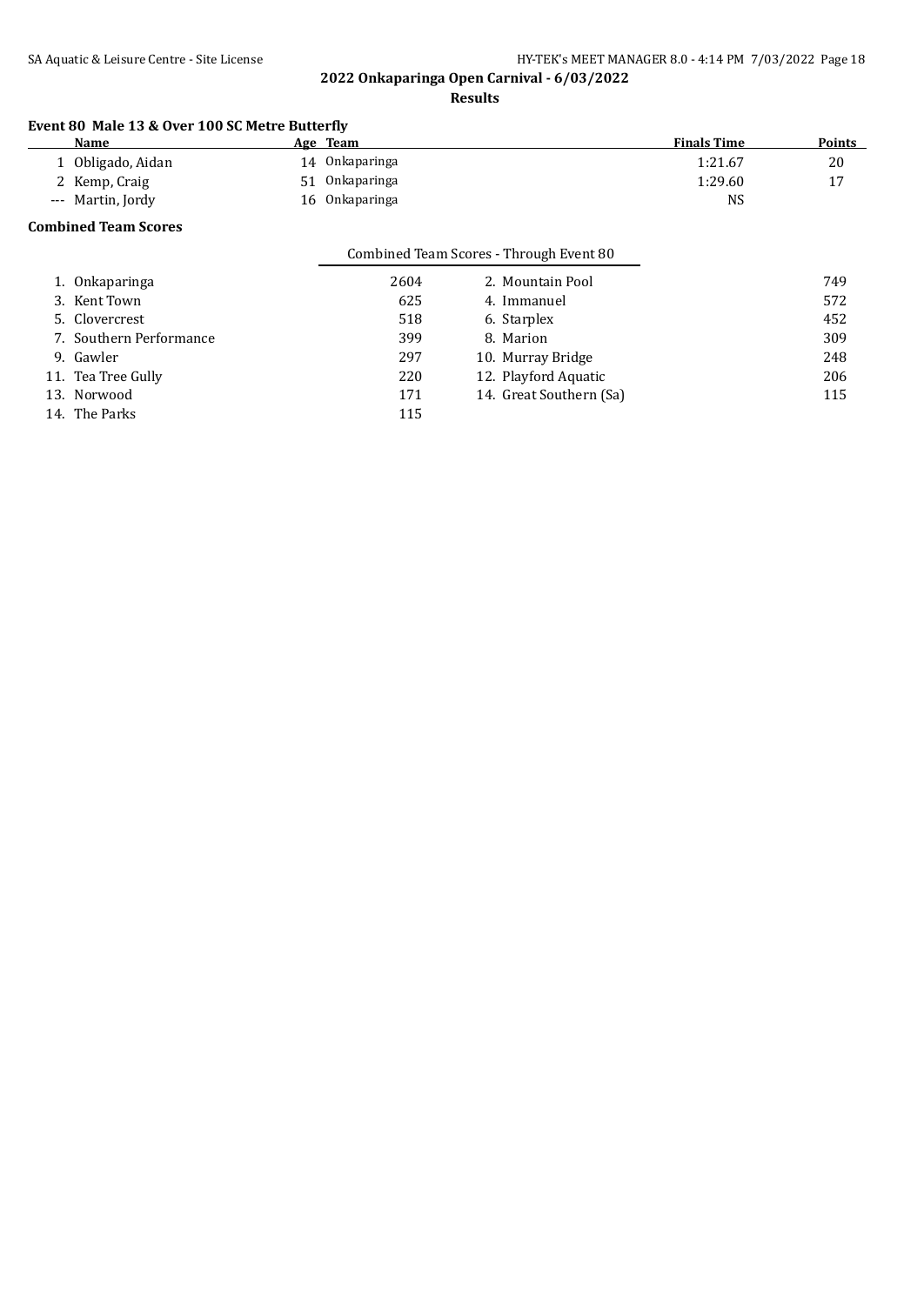## 2022 Onkaparinga Open Carnival - 6/03/2022

**Results**

### Event 80 Male 13 & Over 100 SC Metre Butterfly

| | Name | Age | Team | Finals Time | Points |
|---|---|---|---|---|---|
| 1 | Obligado, Aidan | 14 | Onkaparinga | 1:21.67 | 20 |
| 2 | Kemp, Craig | 51 | Onkaparinga | 1:29.60 | 17 |
| --- | Martin, Jordy | 16 | Onkaparinga | NS | |

### Combined Team Scores

Combined Team Scores - Through Event 80

| | | | |
|---|---|---|---|
| 1. Onkaparinga | 2604 | 2. Mountain Pool | 749 |
| 3. Kent Town | 625 | 4. Immanuel | 572 |
| 5. Clovercrest | 518 | 6. Starplex | 452 |
| 7. Southern Performance | 399 | 8. Marion | 309 |
| 9. Gawler | 297 | 10. Murray Bridge | 248 |
| 11. Tea Tree Gully | 220 | 12. Playford Aquatic | 206 |
| 13. Norwood | 171 | 14. Great Southern (Sa) | 115 |
| 14. The Parks | 115 | | |